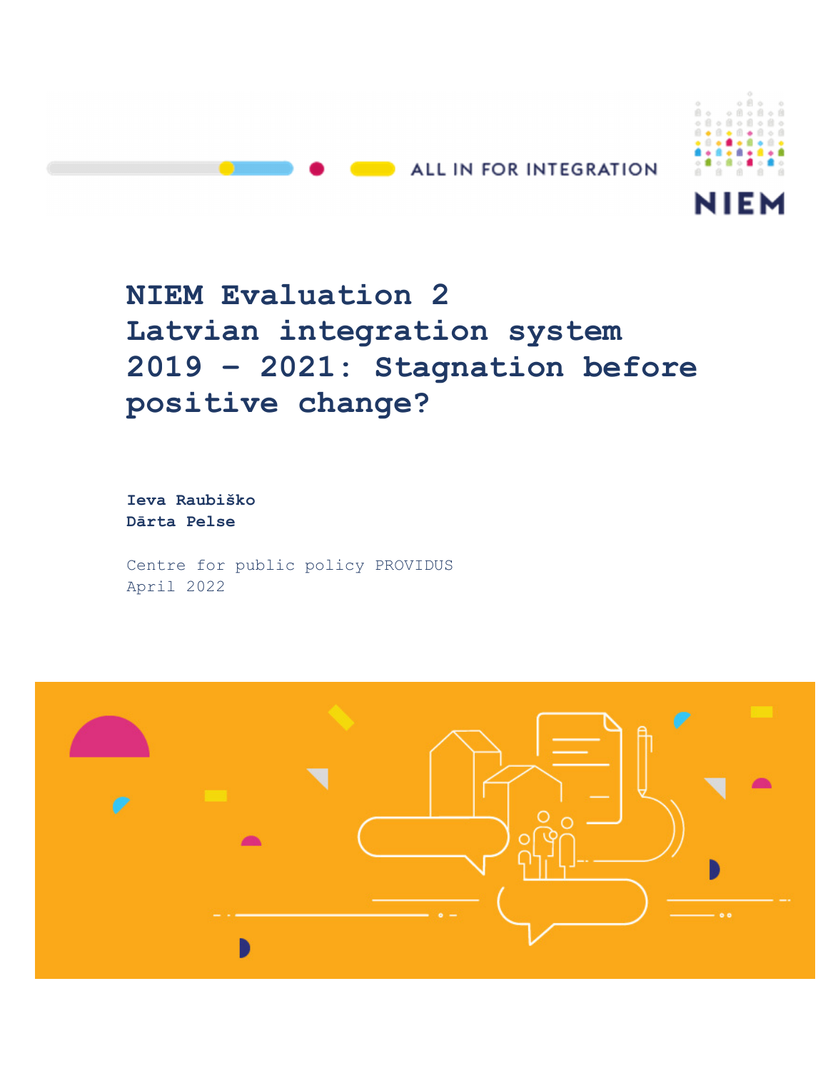ALL IN FOR INTEGRATION

NIEM

# NIEM Evaluation 2
# Latvian integration system 2019 – 2021: Stagnation before positive change?

**Ieva Raubiško**
**Dārta Pelse**

Centre for public policy PROVIDUS
April 2022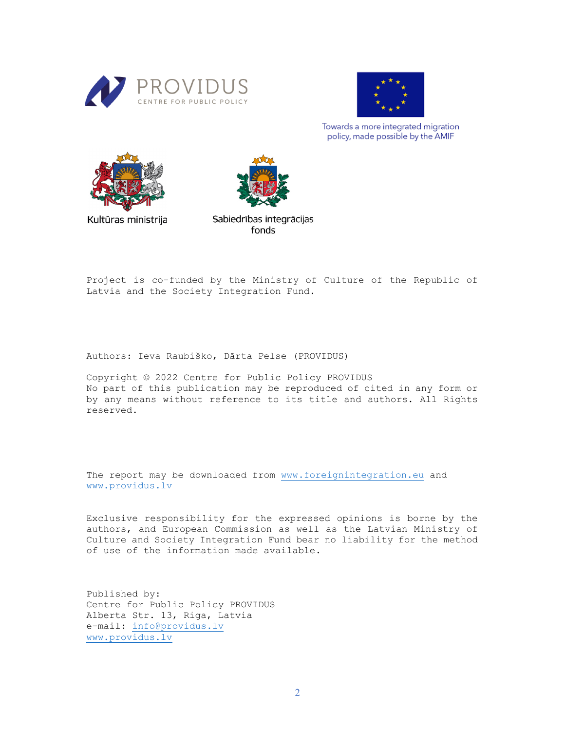PROVIDUS
CENTRE FOR PUBLIC POLICY

Towards a more integrated migration policy, made possible by the AMIF

Kultūras ministrija

Sabiedrības integrācijas fonds

Project is co-funded by the Ministry of Culture of the Republic of Latvia and the Society Integration Fund.

Authors: Ieva Raubiško, Dārta Pelse (PROVIDUS)

Copyright © 2022 Centre for Public Policy PROVIDUS
No part of this publication may be reproduced of cited in any form or by any means without reference to its title and authors. All Rights reserved.

The report may be downloaded from www.foreignintegration.eu and www.providus.lv

Exclusive responsibility for the expressed opinions is borne by the authors, and European Commission as well as the Latvian Ministry of Culture and Society Integration Fund bear no liability for the method of use of the information made available.

Published by:
Centre for Public Policy PROVIDUS
Alberta Str. 13, Riga, Latvia
e-mail: info@providus.lv
www.providus.lv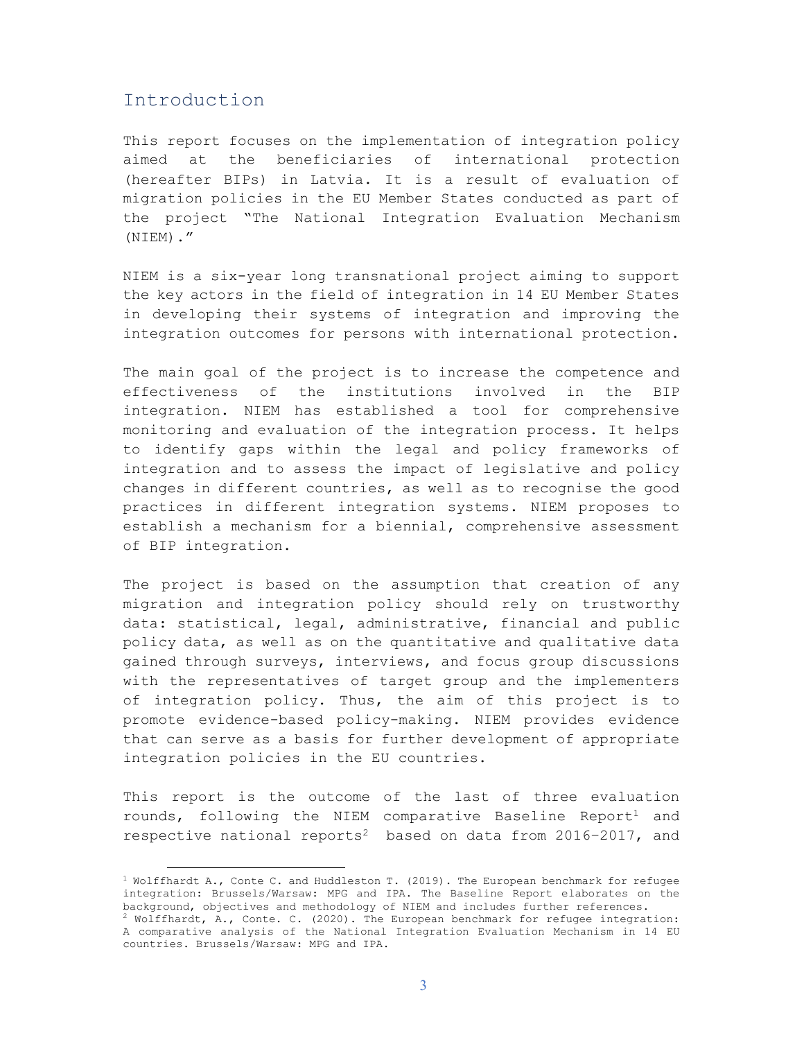# Introduction

This report focuses on the implementation of integration policy aimed at the beneficiaries of international protection (hereafter BIPs) in Latvia. It is a result of evaluation of migration policies in the EU Member States conducted as part of the project "The National Integration Evaluation Mechanism (NIEM)."

NIEM is a six-year long transnational project aiming to support the key actors in the field of integration in 14 EU Member States in developing their systems of integration and improving the integration outcomes for persons with international protection.

The main goal of the project is to increase the competence and effectiveness of the institutions involved in the BIP integration. NIEM has established a tool for comprehensive monitoring and evaluation of the integration process. It helps to identify gaps within the legal and policy frameworks of integration and to assess the impact of legislative and policy changes in different countries, as well as to recognise the good practices in different integration systems. NIEM proposes to establish a mechanism for a biennial, comprehensive assessment of BIP integration.

The project is based on the assumption that creation of any migration and integration policy should rely on trustworthy data: statistical, legal, administrative, financial and public policy data, as well as on the quantitative and qualitative data gained through surveys, interviews, and focus group discussions with the representatives of target group and the implementers of integration policy. Thus, the aim of this project is to promote evidence-based policy-making. NIEM provides evidence that can serve as a basis for further development of appropriate integration policies in the EU countries.

This report is the outcome of the last of three evaluation rounds, following the NIEM comparative Baseline Report[1] and respective national reports[2] based on data from 2016–2017, and

[1] Wolffhardt A., Conte C. and Huddleston T. (2019). The European benchmark for refugee integration: Brussels/Warsaw: MPG and IPA. The Baseline Report elaborates on the background, objectives and methodology of NIEM and includes further references.

[2] Wolffhardt, A., Conte. C. (2020). The European benchmark for refugee integration: A comparative analysis of the National Integration Evaluation Mechanism in 14 EU countries. Brussels/Warsaw: MPG and IPA.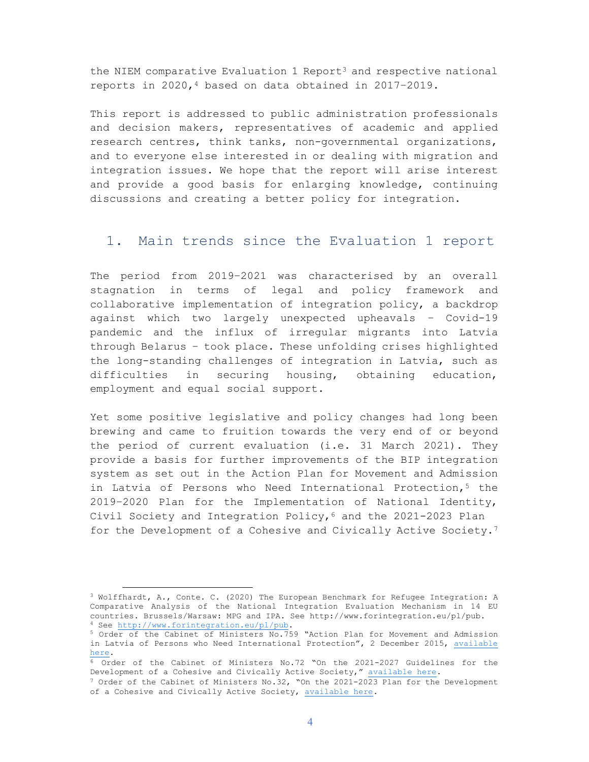the NIEM comparative Evaluation 1 Report[3] and respective national reports in 2020,[4] based on data obtained in 2017–2019.

This report is addressed to public administration professionals and decision makers, representatives of academic and applied research centres, think tanks, non-governmental organizations, and to everyone else interested in or dealing with migration and integration issues. We hope that the report will arise interest and provide a good basis for enlarging knowledge, continuing discussions and creating a better policy for integration.

## 1. Main trends since the Evaluation 1 report

The period from 2019–2021 was characterised by an overall stagnation in terms of legal and policy framework and collaborative implementation of integration policy, a backdrop against which two largely unexpected upheavals – Covid-19 pandemic and the influx of irregular migrants into Latvia through Belarus – took place. These unfolding crises highlighted the long-standing challenges of integration in Latvia, such as difficulties in securing housing, obtaining education, employment and equal social support.

Yet some positive legislative and policy changes had long been brewing and came to fruition towards the very end of or beyond the period of current evaluation (i.e. 31 March 2021). They provide a basis for further improvements of the BIP integration system as set out in the Action Plan for Movement and Admission in Latvia of Persons who Need International Protection,[5] the 2019–2020 Plan for the Implementation of National Identity, Civil Society and Integration Policy,[6] and the 2021-2023 Plan for the Development of a Cohesive and Civically Active Society.[7]

---

[3] Wolffhardt, A., Conte. C. (2020) The European Benchmark for Refugee Integration: A Comparative Analysis of the National Integration Evaluation Mechanism in 14 EU countries. Brussels/Warsaw: MPG and IPA. See http://www.forintegration.eu/pl/pub.

[4] See http://www.forintegration.eu/pl/pub.

[5] Order of the Cabinet of Ministers No.759 "Action Plan for Movement and Admission in Latvia of Persons who Need International Protection", 2 December 2015, available here.

[6] Order of the Cabinet of Ministers No.72 "On the 2021-2027 Guidelines for the Development of a Cohesive and Civically Active Society," available here.

[7] Order of the Cabinet of Ministers No.32, "On the 2021-2023 Plan for the Development of a Cohesive and Civically Active Society, available here.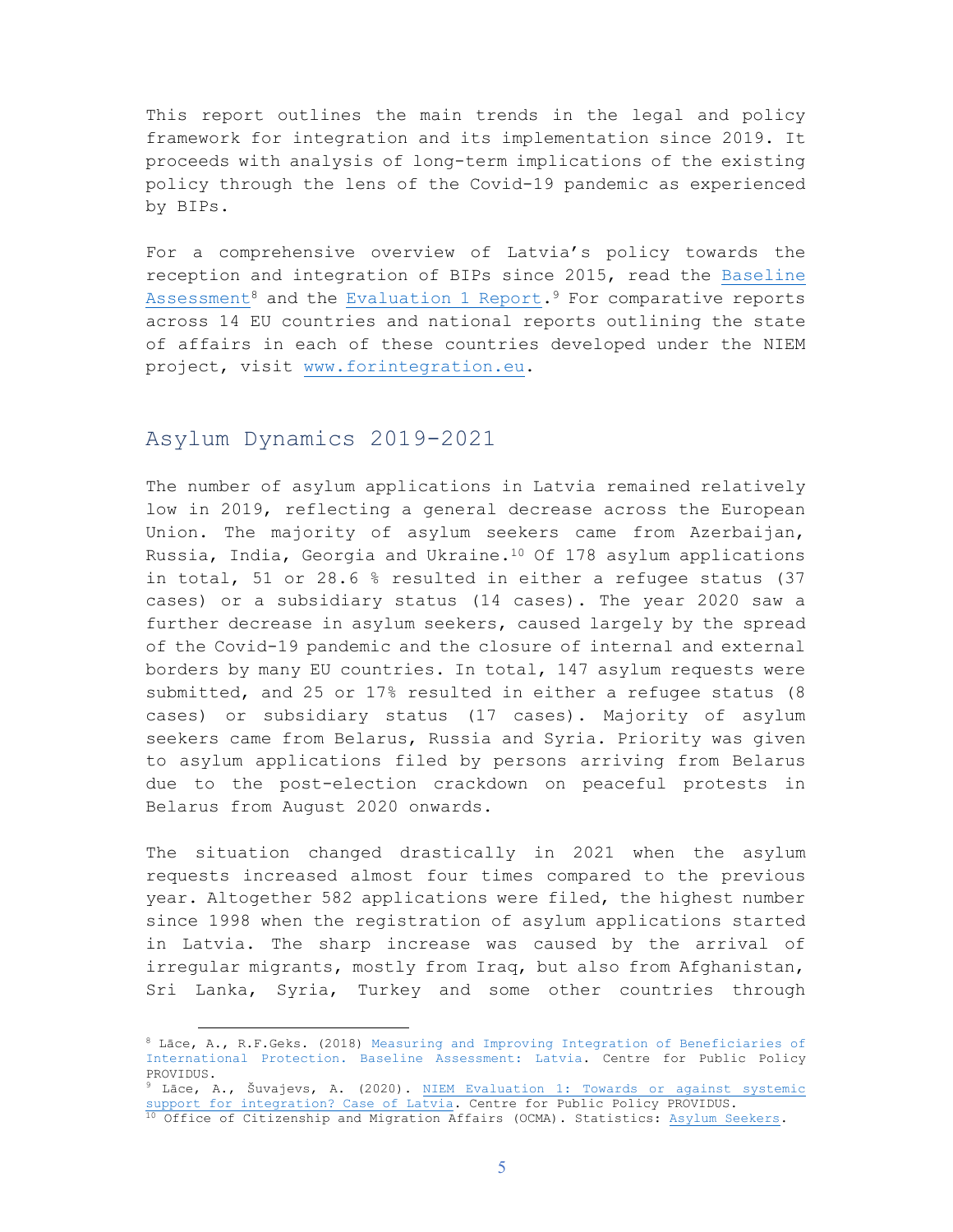This report outlines the main trends in the legal and policy framework for integration and its implementation since 2019. It proceeds with analysis of long-term implications of the existing policy through the lens of the Covid-19 pandemic as experienced by BIPs.

For a comprehensive overview of Latvia's policy towards the reception and integration of BIPs since 2015, read the Baseline Assessment[8] and the Evaluation 1 Report.[9] For comparative reports across 14 EU countries and national reports outlining the state of affairs in each of these countries developed under the NIEM project, visit www.forintegration.eu.

## Asylum Dynamics 2019-2021

The number of asylum applications in Latvia remained relatively low in 2019, reflecting a general decrease across the European Union. The majority of asylum seekers came from Azerbaijan, Russia, India, Georgia and Ukraine.[10] Of 178 asylum applications in total, 51 or 28.6 % resulted in either a refugee status (37 cases) or a subsidiary status (14 cases). The year 2020 saw a further decrease in asylum seekers, caused largely by the spread of the Covid-19 pandemic and the closure of internal and external borders by many EU countries. In total, 147 asylum requests were submitted, and 25 or 17% resulted in either a refugee status (8 cases) or subsidiary status (17 cases). Majority of asylum seekers came from Belarus, Russia and Syria. Priority was given to asylum applications filed by persons arriving from Belarus due to the post-election crackdown on peaceful protests in Belarus from August 2020 onwards.

The situation changed drastically in 2021 when the asylum requests increased almost four times compared to the previous year. Altogether 582 applications were filed, the highest number since 1998 when the registration of asylum applications started in Latvia. The sharp increase was caused by the arrival of irregular migrants, mostly from Iraq, but also from Afghanistan, Sri Lanka, Syria, Turkey and some other countries through

---

[8] Lāce, A., R.F.Geks. (2018) Measuring and Improving Integration of Beneficiaries of International Protection. Baseline Assessment: Latvia. Centre for Public Policy PROVIDUS.

[9] Lāce, A., Šuvajevs, A. (2020). NIEM Evaluation 1: Towards or against systemic support for integration? Case of Latvia. Centre for Public Policy PROVIDUS.

[10] Office of Citizenship and Migration Affairs (OCMA). Statistics: Asylum Seekers.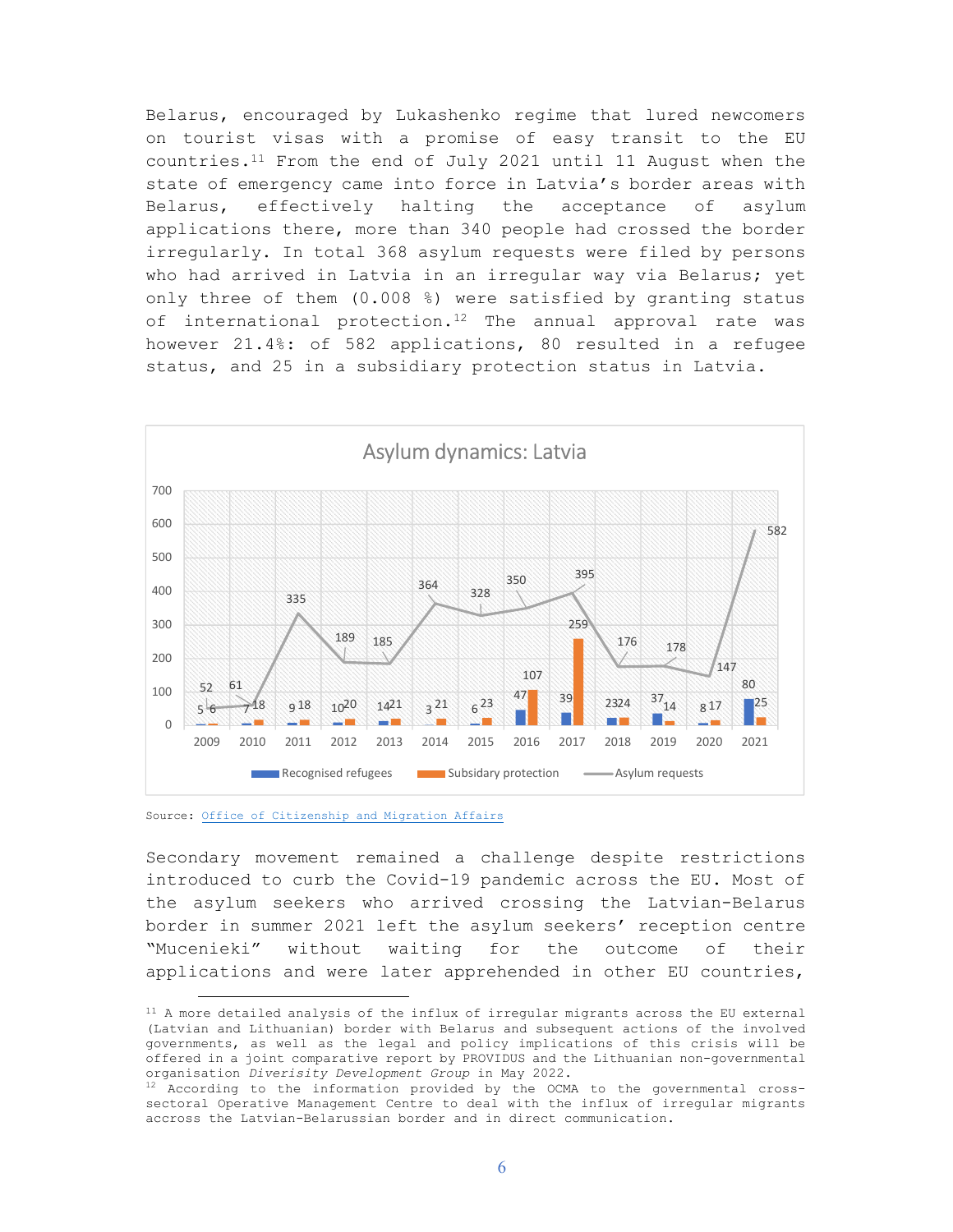Belarus, encouraged by Lukashenko regime that lured newcomers on tourist visas with a promise of easy transit to the EU countries.[11] From the end of July 2021 until 11 August when the state of emergency came into force in Latvia's border areas with Belarus, effectively halting the acceptance of asylum applications there, more than 340 people had crossed the border irregularly. In total 368 asylum requests were filed by persons who had arrived in Latvia in an irregular way via Belarus; yet only three of them (0.008 %) were satisfied by granting status of international protection.[12] The annual approval rate was however 21.4%: of 582 applications, 80 resulted in a refugee status, and 25 in a subsidiary protection status in Latvia.

**Asylum dynamics: Latvia**

| Year | Recognised refugees | Subsidiary protection | Asylum requests |
|---|---|---|---|
| 2009 | 5 | 6 | 52 |
| 2010 | 7 | 18 | 61 |
| 2011 | 9 | 18 | 335 |
| 2012 | 10 | 20 | 189 |
| 2013 | 14 | 21 | 185 |
| 2014 | 3 | 21 | 364 |
| 2015 | 6 | 23 | 328 |
| 2016 | 47 | 107 | 350 |
| 2017 | 39 | 259 | 395 |
| 2018 | 23 | 24 | 176 |
| 2019 | 37 | 14 | 178 |
| 2020 | 8 | 17 | 147 |
| 2021 | 80 | 25 | 582 |

Source: Office of Citizenship and Migration Affairs

Secondary movement remained a challenge despite restrictions introduced to curb the Covid-19 pandemic across the EU. Most of the asylum seekers who arrived crossing the Latvian-Belarus border in summer 2021 left the asylum seekers' reception centre "Mucenieki" without waiting for the outcome of their applications and were later apprehended in other EU countries,

---

[11] A more detailed analysis of the influx of irregular migrants across the EU external (Latvian and Lithuanian) border with Belarus and subsequent actions of the involved governments, as well as the legal and policy implications of this crisis will be offered in a joint comparative report by PROVIDUS and the Lithuanian non-governmental organisation *Diverisity Development Group* in May 2022.

[12] According to the information provided by the OCMA to the governmental cross-sectoral Operative Management Centre to deal with the influx of irregular migrants accross the Latvian-Belarussian border and in direct communication.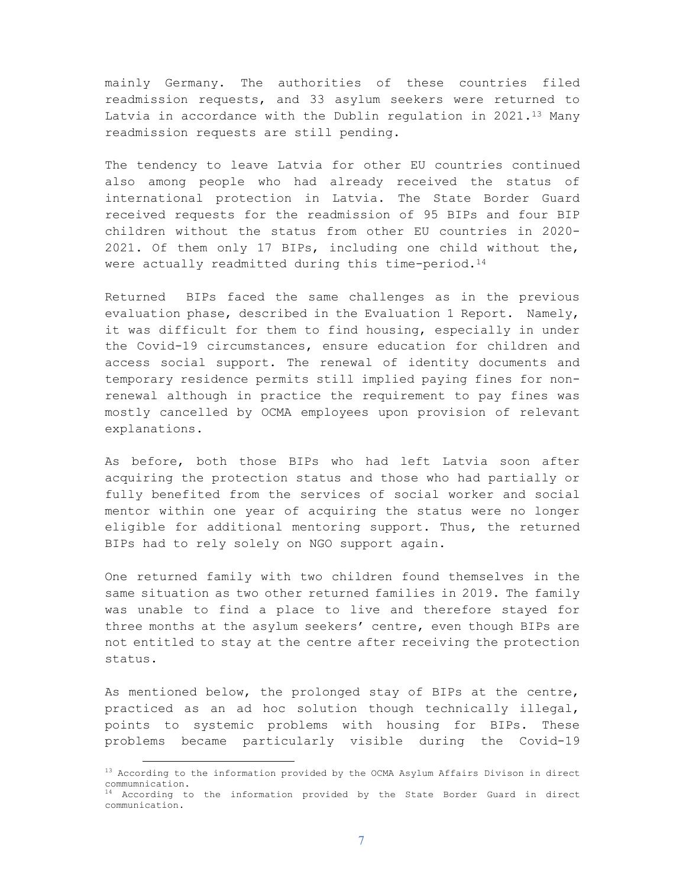mainly Germany. The authorities of these countries filed readmission requests, and 33 asylum seekers were returned to Latvia in accordance with the Dublin regulation in 2021.[13] Many readmission requests are still pending.

The tendency to leave Latvia for other EU countries continued also among people who had already received the status of international protection in Latvia. The State Border Guard received requests for the readmission of 95 BIPs and four BIP children without the status from other EU countries in 2020-2021. Of them only 17 BIPs, including one child without the, were actually readmitted during this time-period.[14]

Returned BIPs faced the same challenges as in the previous evaluation phase, described in the Evaluation 1 Report. Namely, it was difficult for them to find housing, especially in under the Covid-19 circumstances, ensure education for children and access social support. The renewal of identity documents and temporary residence permits still implied paying fines for non-renewal although in practice the requirement to pay fines was mostly cancelled by OCMA employees upon provision of relevant explanations.

As before, both those BIPs who had left Latvia soon after acquiring the protection status and those who had partially or fully benefited from the services of social worker and social mentor within one year of acquiring the status were no longer eligible for additional mentoring support. Thus, the returned BIPs had to rely solely on NGO support again.

One returned family with two children found themselves in the same situation as two other returned families in 2019. The family was unable to find a place to live and therefore stayed for three months at the asylum seekers' centre, even though BIPs are not entitled to stay at the centre after receiving the protection status.

As mentioned below, the prolonged stay of BIPs at the centre, practiced as an ad hoc solution though technically illegal, points to systemic problems with housing for BIPs. These problems became particularly visible during the Covid-19

---

[13] According to the information provided by the OCMA Asylum Affairs Divison in direct commumnication.

[14] According to the information provided by the State Border Guard in direct communication.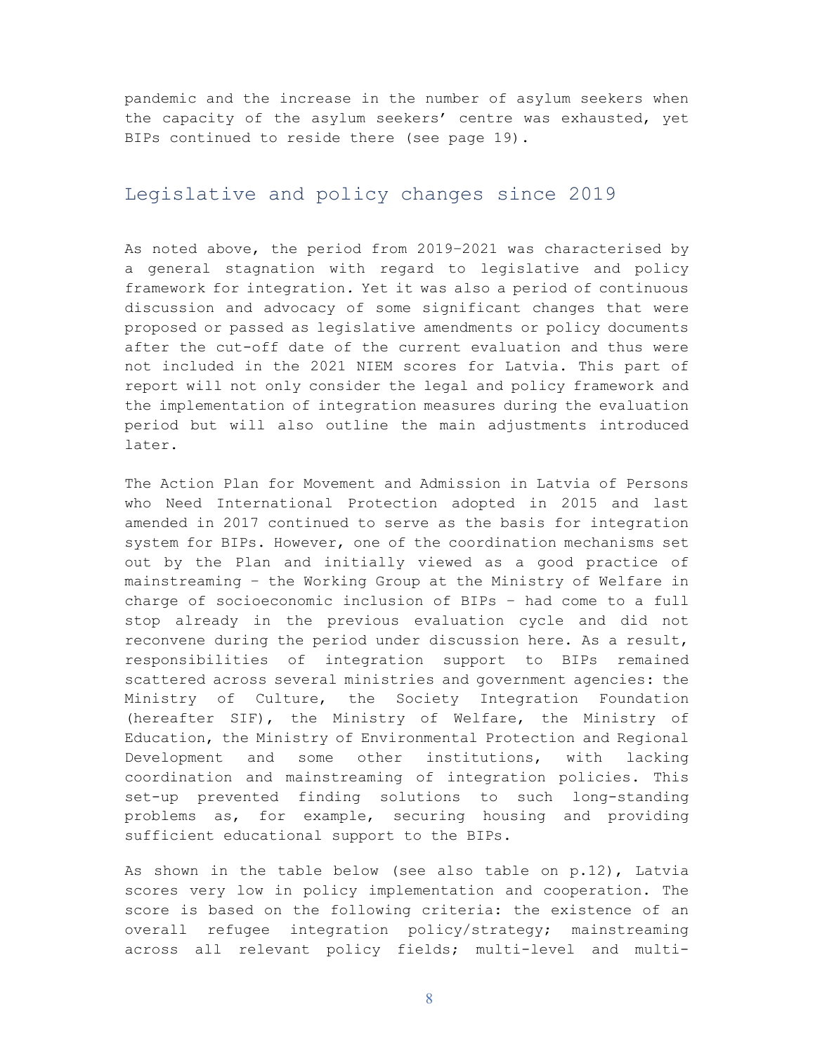pandemic and the increase in the number of asylum seekers when the capacity of the asylum seekers' centre was exhausted, yet BIPs continued to reside there (see page 19).

## Legislative and policy changes since 2019

As noted above, the period from 2019–2021 was characterised by a general stagnation with regard to legislative and policy framework for integration. Yet it was also a period of continuous discussion and advocacy of some significant changes that were proposed or passed as legislative amendments or policy documents after the cut-off date of the current evaluation and thus were not included in the 2021 NIEM scores for Latvia. This part of report will not only consider the legal and policy framework and the implementation of integration measures during the evaluation period but will also outline the main adjustments introduced later.

The Action Plan for Movement and Admission in Latvia of Persons who Need International Protection adopted in 2015 and last amended in 2017 continued to serve as the basis for integration system for BIPs. However, one of the coordination mechanisms set out by the Plan and initially viewed as a good practice of mainstreaming – the Working Group at the Ministry of Welfare in charge of socioeconomic inclusion of BIPs – had come to a full stop already in the previous evaluation cycle and did not reconvene during the period under discussion here. As a result, responsibilities of integration support to BIPs remained scattered across several ministries and government agencies: the Ministry of Culture, the Society Integration Foundation (hereafter SIF), the Ministry of Welfare, the Ministry of Education, the Ministry of Environmental Protection and Regional Development and some other institutions, with lacking coordination and mainstreaming of integration policies. This set-up prevented finding solutions to such long-standing problems as, for example, securing housing and providing sufficient educational support to the BIPs.

As shown in the table below (see also table on p.12), Latvia scores very low in policy implementation and cooperation. The score is based on the following criteria: the existence of an overall refugee integration policy/strategy; mainstreaming across all relevant policy fields; multi-level and multi-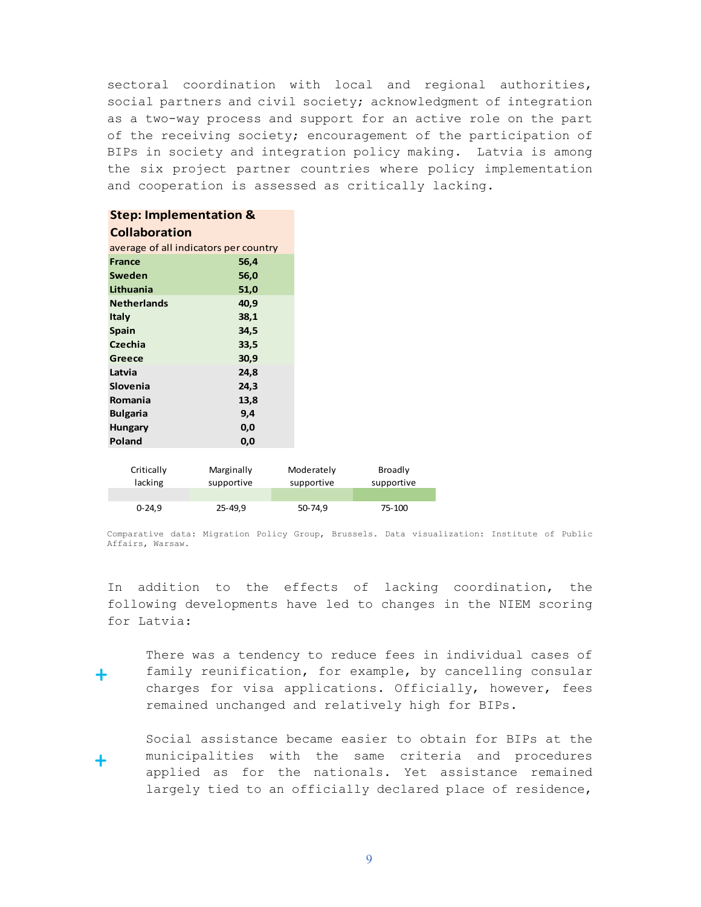sectoral coordination with local and regional authorities, social partners and civil society; acknowledgment of integration as a two-way process and support for an active role on the part of the receiving society; encouragement of the participation of BIPs in society and integration policy making. Latvia is among the six project partner countries where policy implementation and cooperation is assessed as critically lacking.

| **Step: Implementation & Collaboration** average of all indicators per country | |
|---|---|
| **France** | **56,4** |
| **Sweden** | **56,0** |
| **Lithuania** | **51,0** |
| **Netherlands** | **40,9** |
| **Italy** | **38,1** |
| **Spain** | **34,5** |
| **Czechia** | **33,5** |
| **Greece** | **30,9** |
| **Latvia** | **24,8** |
| **Slovenia** | **24,3** |
| **Romania** | **13,8** |
| **Bulgaria** | **9,4** |
| **Hungary** | **0,0** |
| **Poland** | **0,0** |

| Critically lacking | Marginally supportive | Moderately supportive | Broadly supportive |
|---|---|---|---|
| 0-24,9 | 25-49,9 | 50-74,9 | 75-100 |

Comparative data: Migration Policy Group, Brussels. Data visualization: Institute of Public Affairs, Warsaw.

In addition to the effects of lacking coordination, the following developments have led to changes in the NIEM scoring for Latvia:

+ There was a tendency to reduce fees in individual cases of family reunification, for example, by cancelling consular charges for visa applications. Officially, however, fees remained unchanged and relatively high for BIPs.

+ Social assistance became easier to obtain for BIPs at the municipalities with the same criteria and procedures applied as for the nationals. Yet assistance remained largely tied to an officially declared place of residence,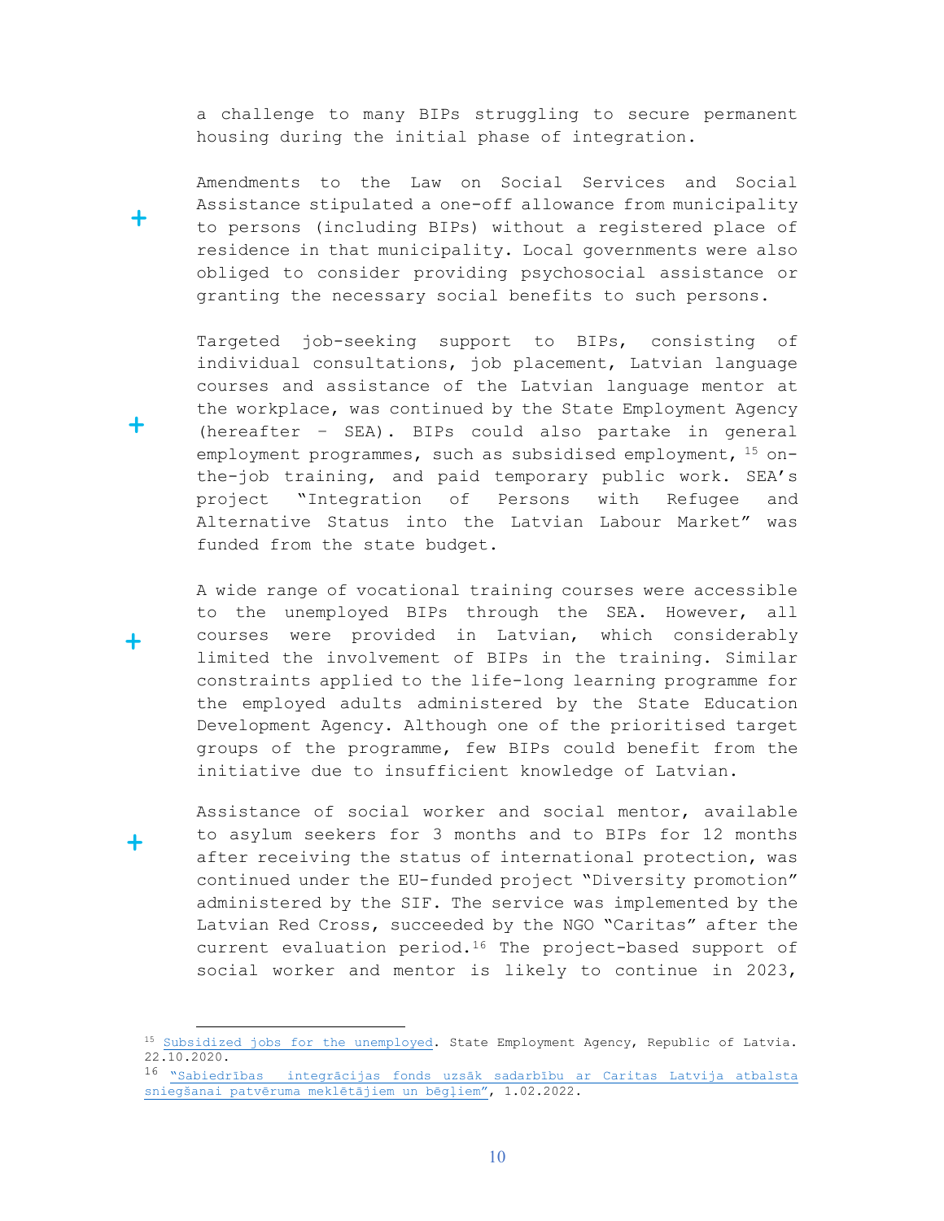a challenge to many BIPs struggling to secure permanent housing during the initial phase of integration.

Amendments to the Law on Social Services and Social Assistance stipulated a one-off allowance from municipality to persons (including BIPs) without a registered place of residence in that municipality. Local governments were also obliged to consider providing psychosocial assistance or granting the necessary social benefits to such persons.

Targeted job-seeking support to BIPs, consisting of individual consultations, job placement, Latvian language courses and assistance of the Latvian language mentor at the workplace, was continued by the State Employment Agency (hereafter – SEA). BIPs could also partake in general employment programmes, such as subsidised employment, [15] on-the-job training, and paid temporary public work. SEA's project "Integration of Persons with Refugee and Alternative Status into the Latvian Labour Market" was funded from the state budget.

A wide range of vocational training courses were accessible to the unemployed BIPs through the SEA. However, all courses were provided in Latvian, which considerably limited the involvement of BIPs in the training. Similar constraints applied to the life-long learning programme for the employed adults administered by the State Education Development Agency. Although one of the prioritised target groups of the programme, few BIPs could benefit from the initiative due to insufficient knowledge of Latvian.

Assistance of social worker and social mentor, available to asylum seekers for 3 months and to BIPs for 12 months after receiving the status of international protection, was continued under the EU-funded project "Diversity promotion" administered by the SIF. The service was implemented by the Latvian Red Cross, succeeded by the NGO "Caritas" after the current evaluation period.[16] The project-based support of social worker and mentor is likely to continue in 2023,

---

[15] Subsidized jobs for the unemployed. State Employment Agency, Republic of Latvia. 22.10.2020.

[16] "Sabiedrības integrācijas fonds uzsāk sadarbību ar Caritas Latvija atbalsta sniegšanai patvēruma meklētājiem un bēgļiem", 1.02.2022.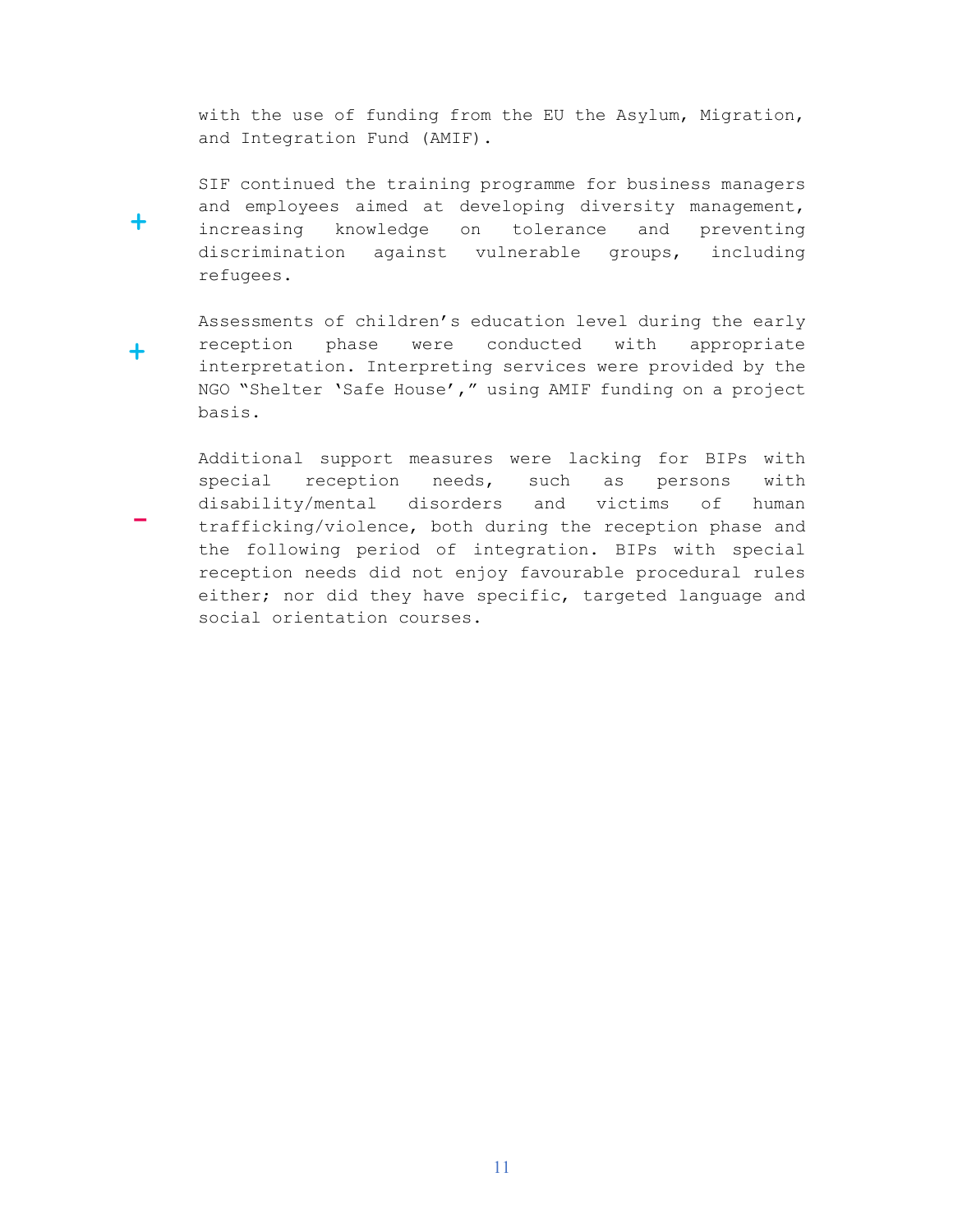with the use of funding from the EU the Asylum, Migration, and Integration Fund (AMIF).

+ SIF continued the training programme for business managers and employees aimed at developing diversity management, increasing knowledge on tolerance and preventing discrimination against vulnerable groups, including refugees.

+ Assessments of children's education level during the early reception phase were conducted with appropriate interpretation. Interpreting services were provided by the NGO "Shelter 'Safe House'," using AMIF funding on a project basis.

– Additional support measures were lacking for BIPs with special reception needs, such as persons with disability/mental disorders and victims of human trafficking/violence, both during the reception phase and the following period of integration. BIPs with special reception needs did not enjoy favourable procedural rules either; nor did they have specific, targeted language and social orientation courses.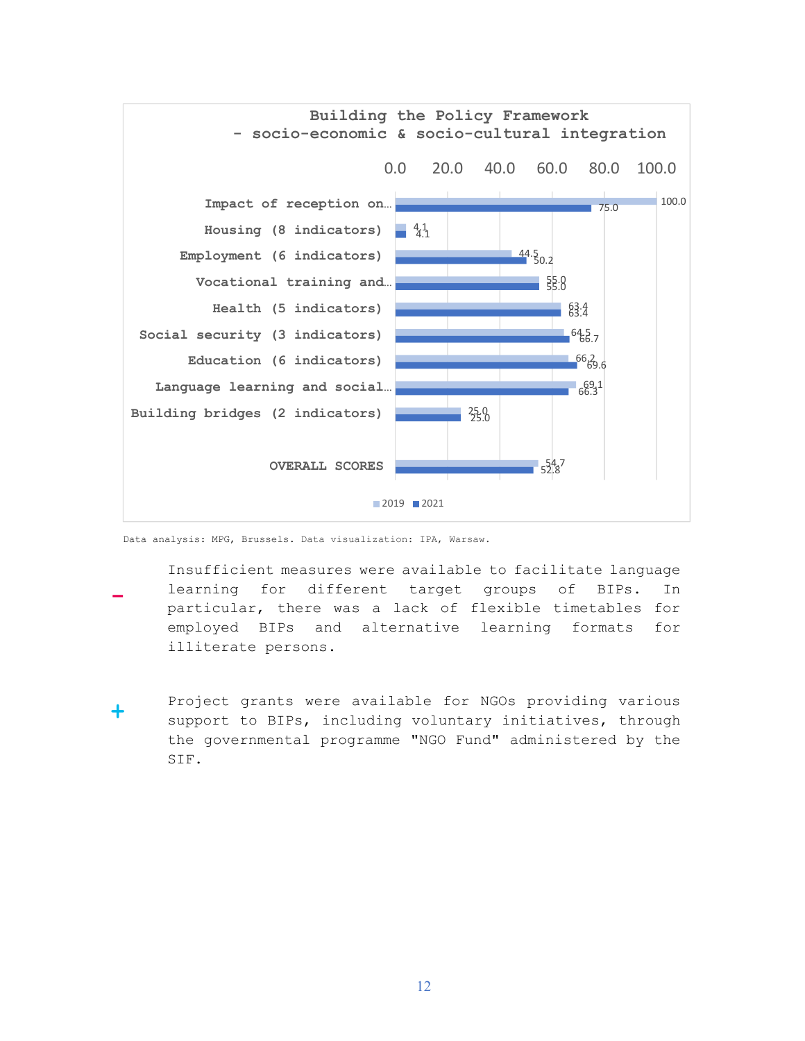**Building the Policy Framework - socio-economic & socio-cultural integration**

| | 2019 | 2021 |
|---|---|---|
| Impact of reception on... | 100.0 | 75.0 |
| Housing (8 indicators) | 4.1 | 4.1 |
| Employment (6 indicators) | 44.5 | 50.2 |
| Vocational training and... | 55.0 | 55.0 |
| Health (5 indicators) | 63.4 | 63.4 |
| Social security (3 indicators) | 64.5 | 66.7 |
| Education (6 indicators) | 66.2 | 69.6 |
| Language learning and social... | 69.1 | 66.3 |
| Building bridges (2 indicators) | 25.0 | 25.0 |
| OVERALL SCORES | 54.7 | 52.8 |

Data analysis: MPG, Brussels. Data visualization: IPA, Warsaw.

− Insufficient measures were available to facilitate language learning for different target groups of BIPs. In particular, there was a lack of flexible timetables for employed BIPs and alternative learning formats for illiterate persons.

+ Project grants were available for NGOs providing various support to BIPs, including voluntary initiatives, through the governmental programme "NGO Fund" administered by the SIF.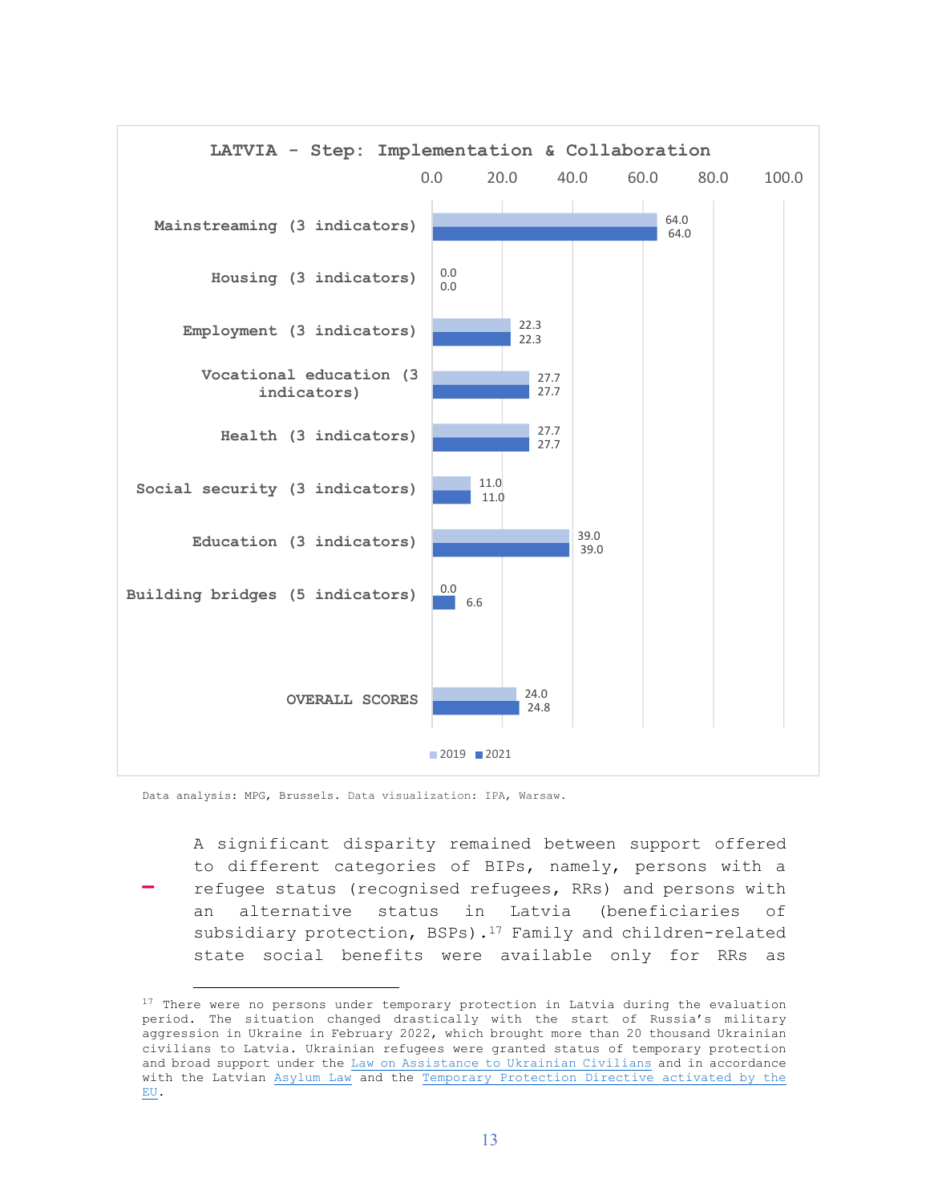**LATVIA - Step: Implementation & Collaboration**

| Area | 2019 | 2021 |
| --- | --- | --- |
| Mainstreaming (3 indicators) | 64.0 | 64.0 |
| Housing (3 indicators) | 0.0 | 0.0 |
| Employment (3 indicators) | 22.3 | 22.3 |
| Vocational education (3 indicators) | 27.7 | 27.7 |
| Health (3 indicators) | 27.7 | 27.7 |
| Social security (3 indicators) | 11.0 | 11.0 |
| Education (3 indicators) | 39.0 | 39.0 |
| Building bridges (5 indicators) | 0.0 | 6.6 |
| OVERALL SCORES | 24.0 | 24.8 |

Data analysis: MPG, Brussels. Data visualization: IPA, Warsaw.

- A significant disparity remained between support offered to different categories of BIPs, namely, persons with a refugee status (recognised refugees, RRs) and persons with an alternative status in Latvia (beneficiaries of subsidiary protection, BSPs).[17] Family and children-related state social benefits were available only for RRs as

[17] There were no persons under temporary protection in Latvia during the evaluation period. The situation changed drastically with the start of Russia's military aggression in Ukraine in February 2022, which brought more than 20 thousand Ukrainian civilians to Latvia. Ukrainian refugees were granted status of temporary protection and broad support under the Law on Assistance to Ukrainian Civilians and in accordance with the Latvian Asylum Law and the Temporary Protection Directive activated by the EU.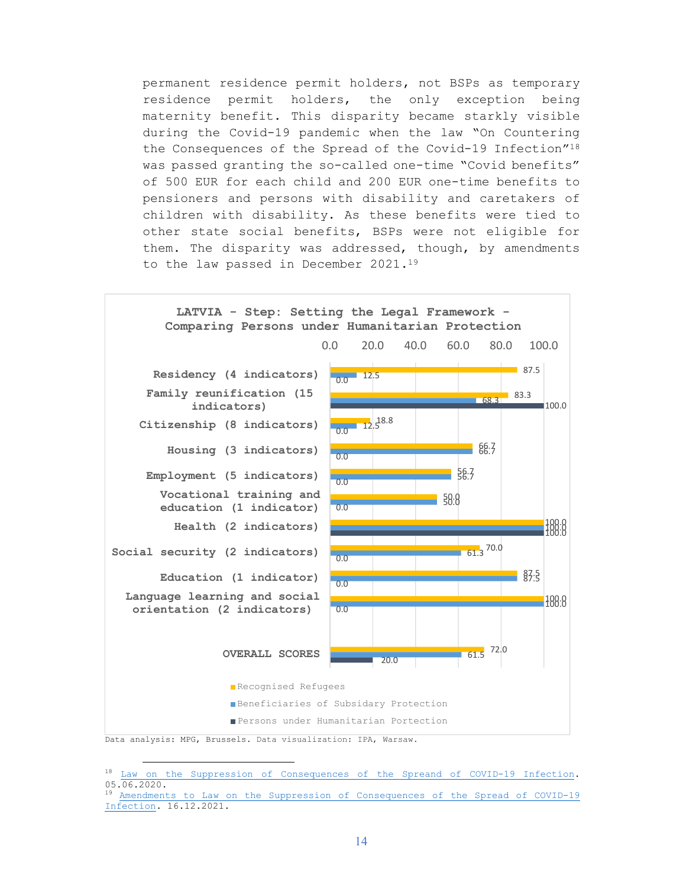permanent residence permit holders, not BSPs as temporary residence permit holders, the only exception being maternity benefit. This disparity became starkly visible during the Covid-19 pandemic when the law "On Countering the Consequences of the Spread of the Covid-19 Infection"[18] was passed granting the so-called one-time "Covid benefits" of 500 EUR for each child and 200 EUR one-time benefits to pensioners and persons with disability and caretakers of children with disability. As these benefits were tied to other state social benefits, BSPs were not eligible for them. The disparity was addressed, though, by amendments to the law passed in December 2021.[19]

**LATVIA - Step: Setting the Legal Framework - Comparing Persons under Humanitarian Protection**

| | Recognised Refugees | Beneficiaries of Subsidary Protection | Persons under Humanitarian Portection |
|---|---|---|---|
| Residency (4 indicators) | 87.5 | 12.5 | 0.0 |
| Family reunification (15 indicators) | 83.3 | 68.3 | 100.0 |
| Citizenship (8 indicators) | 18.8 | 12.5 | 0.0 |
| Housing (3 indicators) | 66.7 | 66.7 | 0.0 |
| Employment (5 indicators) | 56.7 | 56.7 | 0.0 |
| Vocational training and education (1 indicator) | 50.0 | 50.0 | 0.0 |
| Health (2 indicators) | 100.0 | 100.0 | 100.0 |
| Social security (2 indicators) | 70.0 | 61.3 | 0.0 |
| Education (1 indicator) | 87.5 | 87.5 | 0.0 |
| Language learning and social orientation (2 indicators) | 100.0 | 100.0 | 0.0 |
| OVERALL SCORES | 72.0 | 61.5 | 20.0 |

Data analysis: MPG, Brussels. Data visualization: IPA, Warsaw.

---

[18] Law on the Suppression of Consequences of the Spreand of COVID-19 Infection. 05.06.2020.

[19] Amendments to Law on the Suppression of Consequences of the Spread of COVID-19 Infection. 16.12.2021.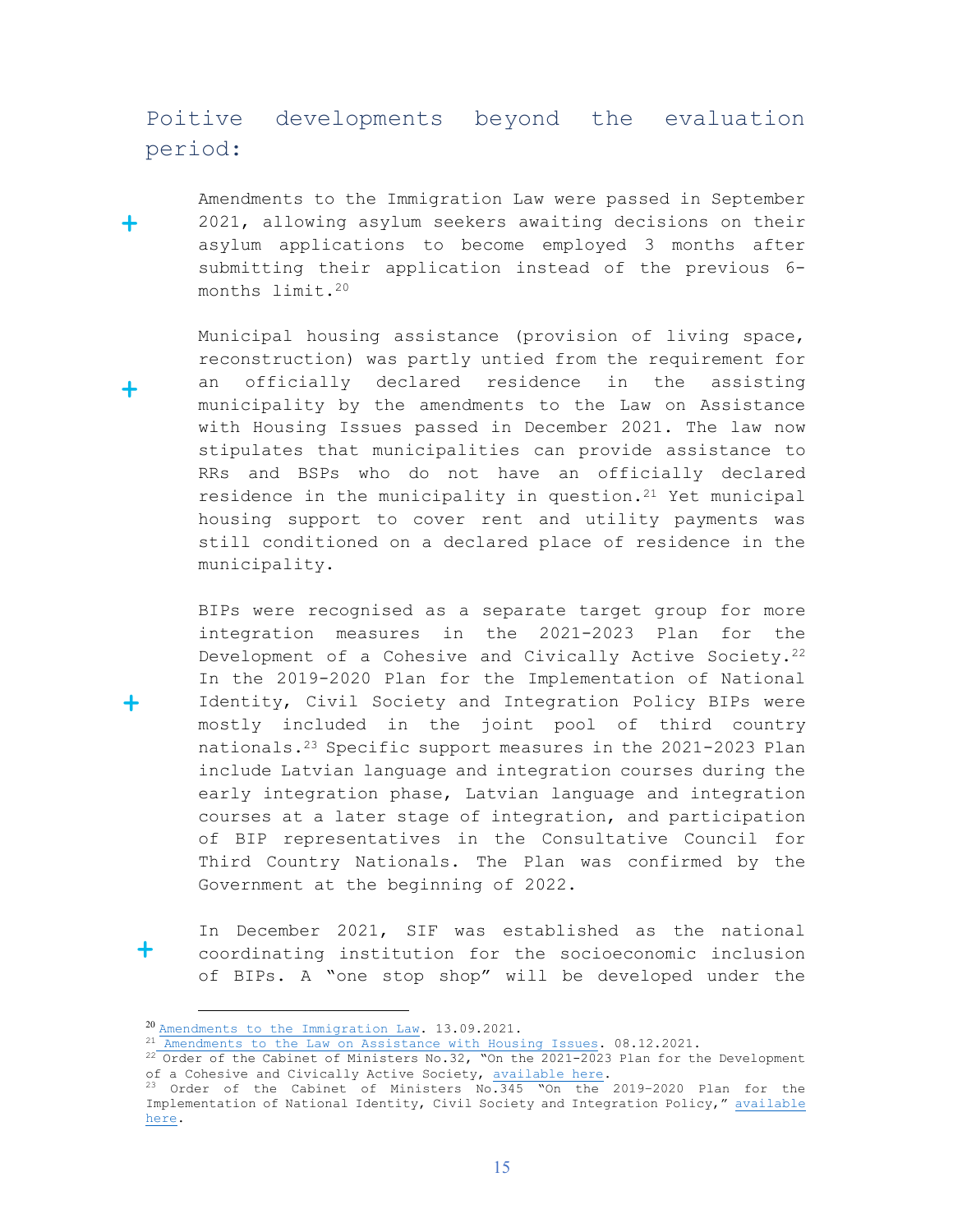## Poitive developments beyond the evaluation period:

+ Amendments to the Immigration Law were passed in September 2021, allowing asylum seekers awaiting decisions on their asylum applications to become employed 3 months after submitting their application instead of the previous 6-months limit.[20]

+ Municipal housing assistance (provision of living space, reconstruction) was partly untied from the requirement for an officially declared residence in the assisting municipality by the amendments to the Law on Assistance with Housing Issues passed in December 2021. The law now stipulates that municipalities can provide assistance to RRs and BSPs who do not have an officially declared residence in the municipality in question.[21] Yet municipal housing support to cover rent and utility payments was still conditioned on a declared place of residence in the municipality.

+ BIPs were recognised as a separate target group for more integration measures in the 2021-2023 Plan for the Development of a Cohesive and Civically Active Society.[22] In the 2019-2020 Plan for the Implementation of National Identity, Civil Society and Integration Policy BIPs were mostly included in the joint pool of third country nationals.[23] Specific support measures in the 2021-2023 Plan include Latvian language and integration courses during the early integration phase, Latvian language and integration courses at a later stage of integration, and participation of BIP representatives in the Consultative Council for Third Country Nationals. The Plan was confirmed by the Government at the beginning of 2022.

+ In December 2021, SIF was established as the national coordinating institution for the socioeconomic inclusion of BIPs. A "one stop shop" will be developed under the

---

[20] Amendments to the Immigration Law. 13.09.2021.

[21] Amendments to the Law on Assistance with Housing Issues. 08.12.2021.

[22] Order of the Cabinet of Ministers No.32, "On the 2021-2023 Plan for the Development of a Cohesive and Civically Active Society, available here.

[23] Order of the Cabinet of Ministers No.345 "On the 2019-2020 Plan for the Implementation of National Identity, Civil Society and Integration Policy," available here.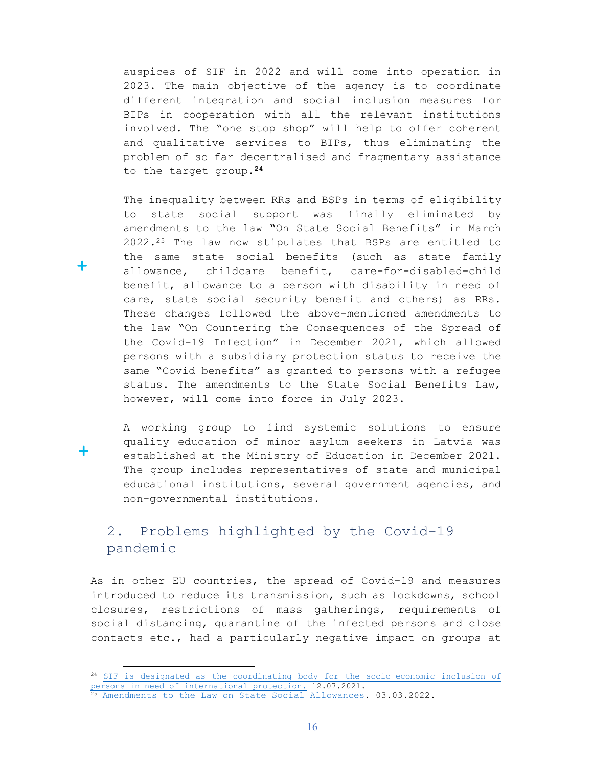auspices of SIF in 2022 and will come into operation in 2023. The main objective of the agency is to coordinate different integration and social inclusion measures for BIPs in cooperation with all the relevant institutions involved. The "one stop shop" will help to offer coherent and qualitative services to BIPs, thus eliminating the problem of so far decentralised and fragmentary assistance to the target group.[24]

The inequality between RRs and BSPs in terms of eligibility to state social support was finally eliminated by amendments to the law "On State Social Benefits" in March 2022.[25] The law now stipulates that BSPs are entitled to the same state social benefits (such as state family allowance, childcare benefit, care-for-disabled-child benefit, allowance to a person with disability in need of care, state social security benefit and others) as RRs. These changes followed the above-mentioned amendments to the law "On Countering the Consequences of the Spread of the Covid-19 Infection" in December 2021, which allowed persons with a subsidiary protection status to receive the same "Covid benefits" as granted to persons with a refugee status. The amendments to the State Social Benefits Law, however, will come into force in July 2023.

A working group to find systemic solutions to ensure quality education of minor asylum seekers in Latvia was established at the Ministry of Education in December 2021. The group includes representatives of state and municipal educational institutions, several government agencies, and non-governmental institutions.

## 2. Problems highlighted by the Covid-19 pandemic

As in other EU countries, the spread of Covid-19 and measures introduced to reduce its transmission, such as lockdowns, school closures, restrictions of mass gatherings, requirements of social distancing, quarantine of the infected persons and close contacts etc., had a particularly negative impact on groups at

---

[24] SIF is designated as the coordinating body for the socio-economic inclusion of persons in need of international protection. 12.07.2021.

[25] Amendments to the Law on State Social Allowances. 03.03.2022.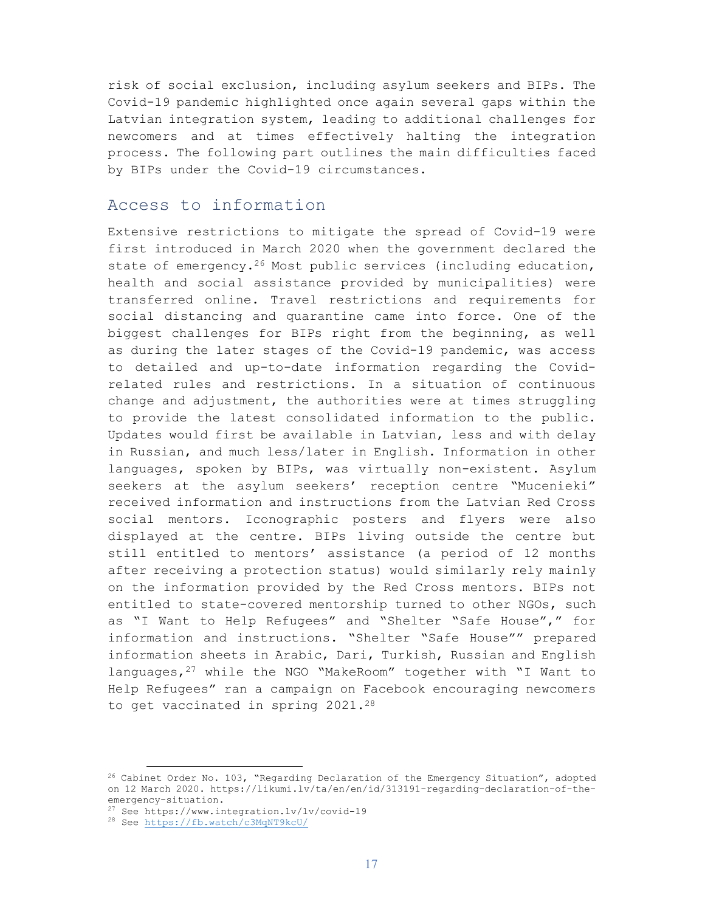risk of social exclusion, including asylum seekers and BIPs. The Covid-19 pandemic highlighted once again several gaps within the Latvian integration system, leading to additional challenges for newcomers and at times effectively halting the integration process. The following part outlines the main difficulties faced by BIPs under the Covid-19 circumstances.

## Access to information

Extensive restrictions to mitigate the spread of Covid-19 were first introduced in March 2020 when the government declared the state of emergency.[26] Most public services (including education, health and social assistance provided by municipalities) were transferred online. Travel restrictions and requirements for social distancing and quarantine came into force. One of the biggest challenges for BIPs right from the beginning, as well as during the later stages of the Covid-19 pandemic, was access to detailed and up-to-date information regarding the Covid-related rules and restrictions. In a situation of continuous change and adjustment, the authorities were at times struggling to provide the latest consolidated information to the public. Updates would first be available in Latvian, less and with delay in Russian, and much less/later in English. Information in other languages, spoken by BIPs, was virtually non-existent. Asylum seekers at the asylum seekers' reception centre "Mucenieki" received information and instructions from the Latvian Red Cross social mentors. Iconographic posters and flyers were also displayed at the centre. BIPs living outside the centre but still entitled to mentors' assistance (a period of 12 months after receiving a protection status) would similarly rely mainly on the information provided by the Red Cross mentors. BIPs not entitled to state-covered mentorship turned to other NGOs, such as "I Want to Help Refugees" and "Shelter "Safe House"," for information and instructions. "Shelter "Safe House"" prepared information sheets in Arabic, Dari, Turkish, Russian and English languages,[27] while the NGO "MakeRoom" together with "I Want to Help Refugees" ran a campaign on Facebook encouraging newcomers to get vaccinated in spring 2021.[28]

---

[26] Cabinet Order No. 103, "Regarding Declaration of the Emergency Situation", adopted on 12 March 2020. https://likumi.lv/ta/en/en/id/313191-regarding-declaration-of-the-emergency-situation.

[27] See https://www.integration.lv/lv/covid-19

[28] See https://fb.watch/c3MqNT9kcU/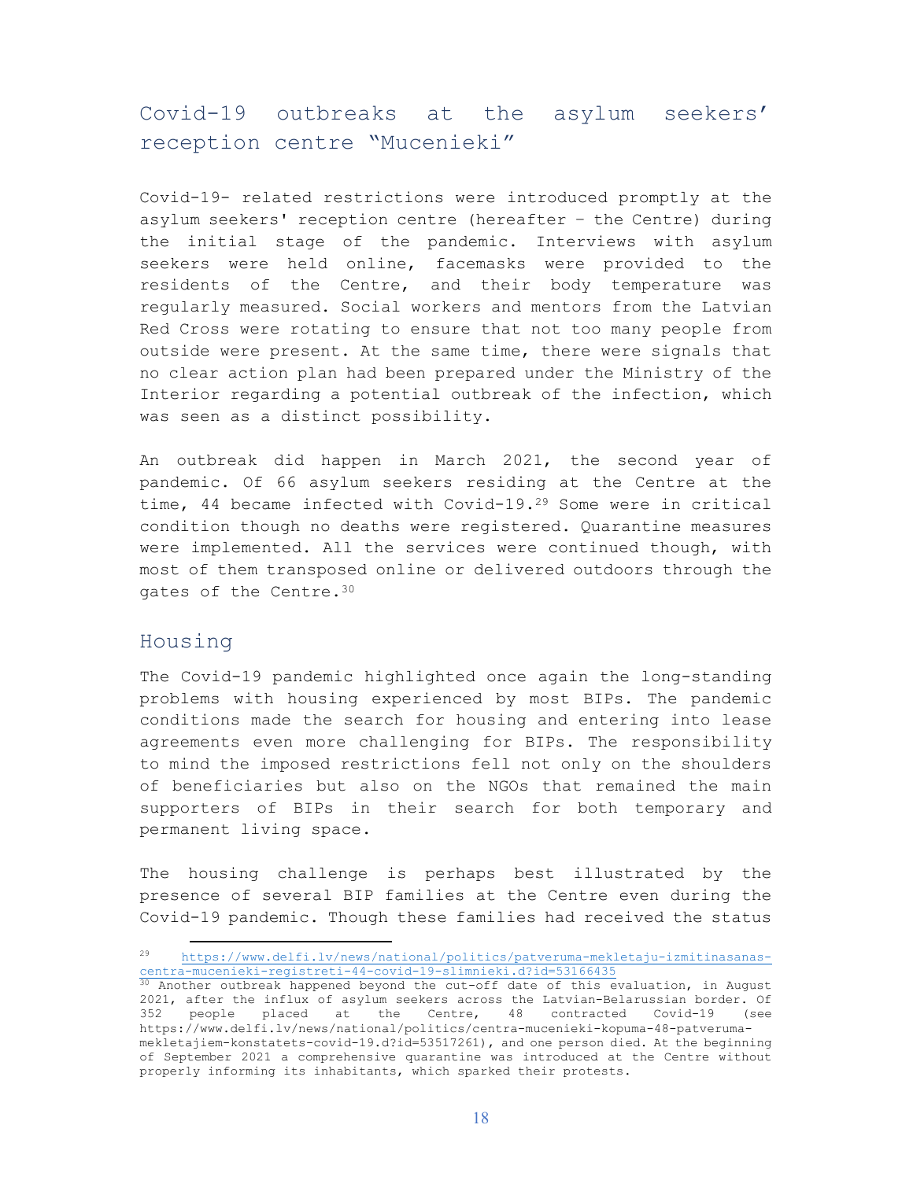## Covid-19 outbreaks at the asylum seekers' reception centre "Mucenieki"

Covid-19- related restrictions were introduced promptly at the asylum seekers' reception centre (hereafter – the Centre) during the initial stage of the pandemic. Interviews with asylum seekers were held online, facemasks were provided to the residents of the Centre, and their body temperature was regularly measured. Social workers and mentors from the Latvian Red Cross were rotating to ensure that not too many people from outside were present. At the same time, there were signals that no clear action plan had been prepared under the Ministry of the Interior regarding a potential outbreak of the infection, which was seen as a distinct possibility.

An outbreak did happen in March 2021, the second year of pandemic. Of 66 asylum seekers residing at the Centre at the time, 44 became infected with Covid-19.[29] Some were in critical condition though no deaths were registered. Quarantine measures were implemented. All the services were continued though, with most of them transposed online or delivered outdoors through the gates of the Centre.[30]

## Housing

The Covid-19 pandemic highlighted once again the long-standing problems with housing experienced by most BIPs. The pandemic conditions made the search for housing and entering into lease agreements even more challenging for BIPs. The responsibility to mind the imposed restrictions fell not only on the shoulders of beneficiaries but also on the NGOs that remained the main supporters of BIPs in their search for both temporary and permanent living space.

The housing challenge is perhaps best illustrated by the presence of several BIP families at the Centre even during the Covid-19 pandemic. Though these families had received the status

---

[29] https://www.delfi.lv/news/national/politics/patveruma-mekletaju-izmitinasanas-centra-mucenieki-registreti-44-covid-19-slimnieki.d?id=53166435

[30] Another outbreak happened beyond the cut-off date of this evaluation, in August 2021, after the influx of asylum seekers across the Latvian-Belarussian border. Of 352 people placed at the Centre, 48 contracted Covid-19 (see https://www.delfi.lv/news/national/politics/centra-mucenieki-kopuma-48-patveruma-mekletajiem-konstatets-covid-19.d?id=53517261), and one person died. At the beginning of September 2021 a comprehensive quarantine was introduced at the Centre without properly informing its inhabitants, which sparked their protests.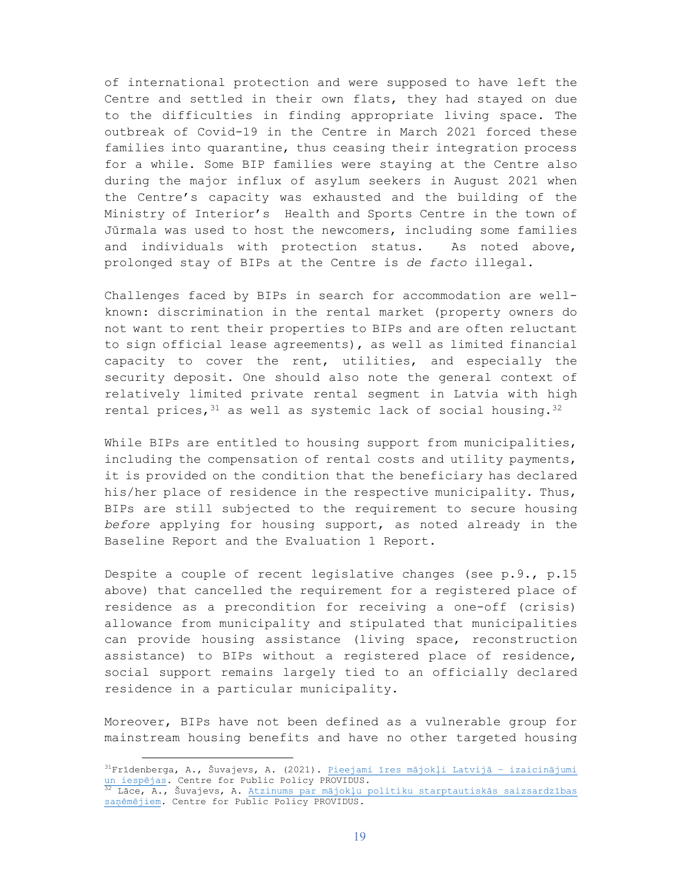of international protection and were supposed to have left the Centre and settled in their own flats, they had stayed on due to the difficulties in finding appropriate living space. The outbreak of Covid-19 in the Centre in March 2021 forced these families into quarantine, thus ceasing their integration process for a while. Some BIP families were staying at the Centre also during the major influx of asylum seekers in August 2021 when the Centre's capacity was exhausted and the building of the Ministry of Interior's Health and Sports Centre in the town of Jūrmala was used to host the newcomers, including some families and individuals with protection status. As noted above, prolonged stay of BIPs at the Centre is *de facto* illegal.

Challenges faced by BIPs in search for accommodation are well-known: discrimination in the rental market (property owners do not want to rent their properties to BIPs and are often reluctant to sign official lease agreements), as well as limited financial capacity to cover the rent, utilities, and especially the security deposit. One should also note the general context of relatively limited private rental segment in Latvia with high rental prices,[31] as well as systemic lack of social housing.[32]

While BIPs are entitled to housing support from municipalities, including the compensation of rental costs and utility payments, it is provided on the condition that the beneficiary has declared his/her place of residence in the respective municipality. Thus, BIPs are still subjected to the requirement to secure housing *before* applying for housing support, as noted already in the Baseline Report and the Evaluation 1 Report.

Despite a couple of recent legislative changes (see p.9., p.15 above) that cancelled the requirement for a registered place of residence as a precondition for receiving a one-off (crisis) allowance from municipality and stipulated that municipalities can provide housing assistance (living space, reconstruction assistance) to BIPs without a registered place of residence, social support remains largely tied to an officially declared residence in a particular municipality.

Moreover, BIPs have not been defined as a vulnerable group for mainstream housing benefits and have no other targeted housing

[31] Frīdenberga, A., Šuvajevs, A. (2021). Pieejami īres mājokļi Latvijā – izaicinājumi un iespējas. Centre for Public Policy PROVIDUS.

[32] Lāce, A., Šuvajevs, A. Atzinums par mājokļu politiku starptautiskās saizsardzības saņēmējiem. Centre for Public Policy PROVIDUS.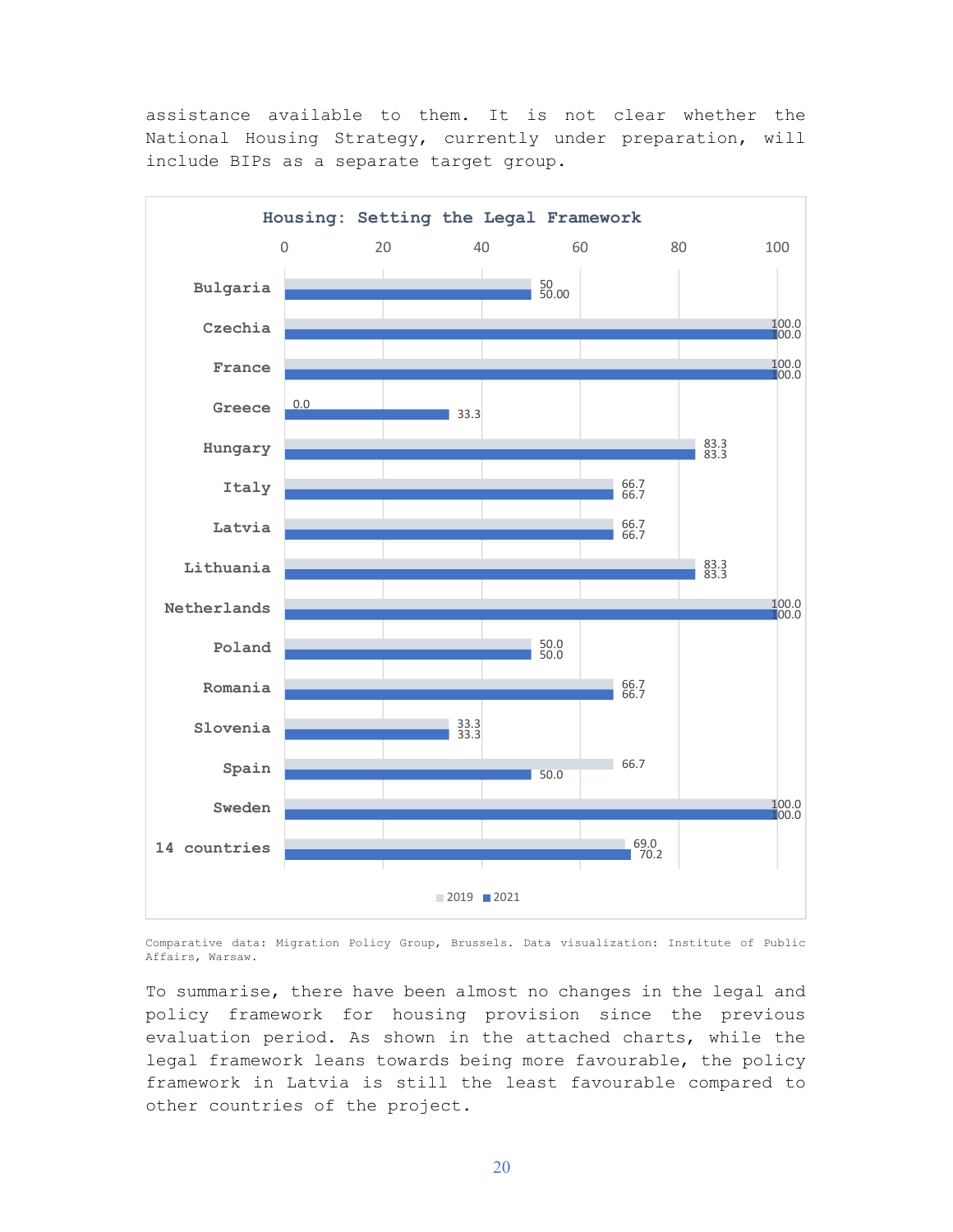assistance available to them. It is not clear whether the National Housing Strategy, currently under preparation, will include BIPs as a separate target group.

**Housing: Setting the Legal Framework**

| Country | 2019 | 2021 |
|---|---|---|
| Bulgaria | 50 | 50.00 |
| Czechia | 100.0 | 100.0 |
| France | 100.0 | 100.0 |
| Greece | 0.0 | 33.3 |
| Hungary | 83.3 | 83.3 |
| Italy | 66.7 | 66.7 |
| Latvia | 66.7 | 66.7 |
| Lithuania | 83.3 | 83.3 |
| Netherlands | 100.0 | 100.0 |
| Poland | 50.0 | 50.0 |
| Romania | 66.7 | 66.7 |
| Slovenia | 33.3 | 33.3 |
| Spain | 66.7 | 50.0 |
| Sweden | 100.0 | 100.0 |
| 14 countries | 69.0 | 70.2 |

Comparative data: Migration Policy Group, Brussels. Data visualization: Institute of Public Affairs, Warsaw.

To summarise, there have been almost no changes in the legal and policy framework for housing provision since the previous evaluation period. As shown in the attached charts, while the legal framework leans towards being more favourable, the policy framework in Latvia is still the least favourable compared to other countries of the project.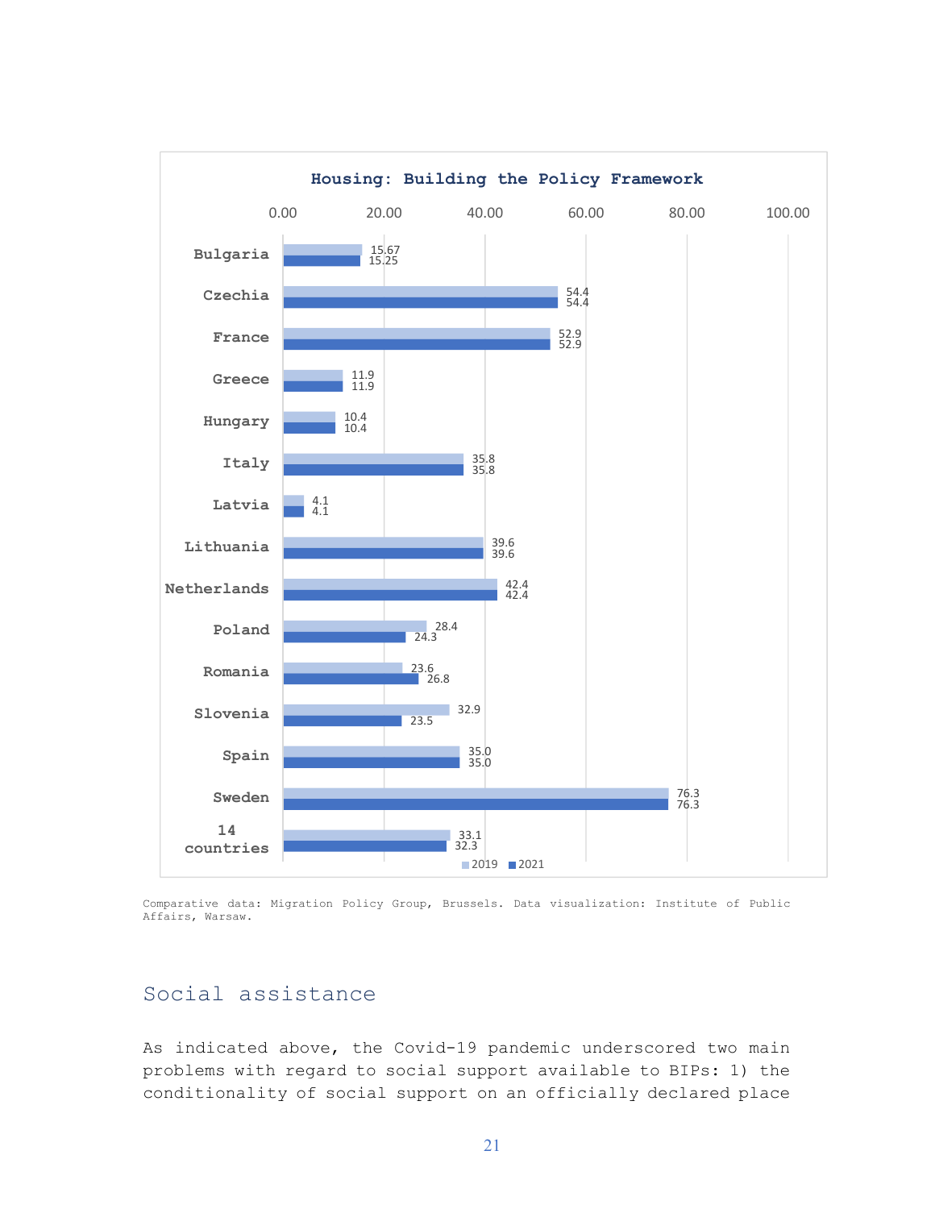**Housing: Building the Policy Framework**

| Country | 2019 | 2021 |
|---|---|---|
| Bulgaria | 15.67 | 15.25 |
| Czechia | 54.4 | 54.4 |
| France | 52.9 | 52.9 |
| Greece | 11.9 | 11.9 |
| Hungary | 10.4 | 10.4 |
| Italy | 35.8 | 35.8 |
| Latvia | 4.1 | 4.1 |
| Lithuania | 39.6 | 39.6 |
| Netherlands | 42.4 | 42.4 |
| Poland | 28.4 | 24.3 |
| Romania | 23.6 | 26.8 |
| Slovenia | 32.9 | 23.5 |
| Spain | 35.0 | 35.0 |
| Sweden | 76.3 | 76.3 |
| 14 countries | 33.1 | 32.3 |

Comparative data: Migration Policy Group, Brussels. Data visualization: Institute of Public Affairs, Warsaw.

## Social assistance

As indicated above, the Covid-19 pandemic underscored two main problems with regard to social support available to BIPs: 1) the conditionality of social support on an officially declared place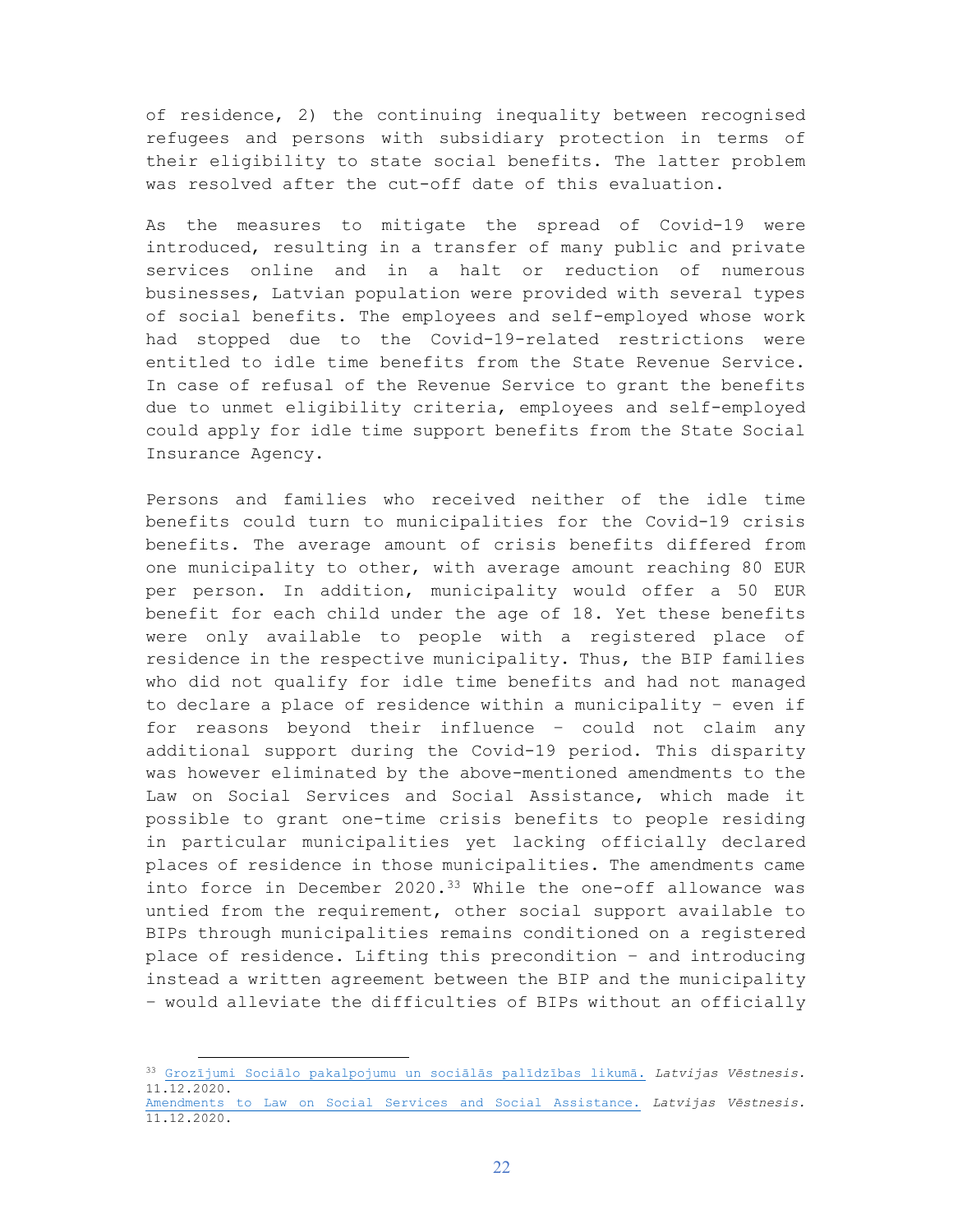of residence, 2) the continuing inequality between recognised refugees and persons with subsidiary protection in terms of their eligibility to state social benefits. The latter problem was resolved after the cut-off date of this evaluation.

As the measures to mitigate the spread of Covid-19 were introduced, resulting in a transfer of many public and private services online and in a halt or reduction of numerous businesses, Latvian population were provided with several types of social benefits. The employees and self-employed whose work had stopped due to the Covid-19-related restrictions were entitled to idle time benefits from the State Revenue Service. In case of refusal of the Revenue Service to grant the benefits due to unmet eligibility criteria, employees and self-employed could apply for idle time support benefits from the State Social Insurance Agency.

Persons and families who received neither of the idle time benefits could turn to municipalities for the Covid-19 crisis benefits. The average amount of crisis benefits differed from one municipality to other, with average amount reaching 80 EUR per person. In addition, municipality would offer a 50 EUR benefit for each child under the age of 18. Yet these benefits were only available to people with a registered place of residence in the respective municipality. Thus, the BIP families who did not qualify for idle time benefits and had not managed to declare a place of residence within a municipality – even if for reasons beyond their influence – could not claim any additional support during the Covid-19 period. This disparity was however eliminated by the above-mentioned amendments to the Law on Social Services and Social Assistance, which made it possible to grant one-time crisis benefits to people residing in particular municipalities yet lacking officially declared places of residence in those municipalities. The amendments came into force in December 2020.[33] While the one-off allowance was untied from the requirement, other social support available to BIPs through municipalities remains conditioned on a registered place of residence. Lifting this precondition – and introducing instead a written agreement between the BIP and the municipality – would alleviate the difficulties of BIPs without an officially

[33] Grozījumi Sociālo pakalpojumu un sociālās palīdzības likumā. *Latvijas Vēstnesis.* 11.12.2020.
Amendments to Law on Social Services and Social Assistance. *Latvijas Vēstnesis.* 11.12.2020.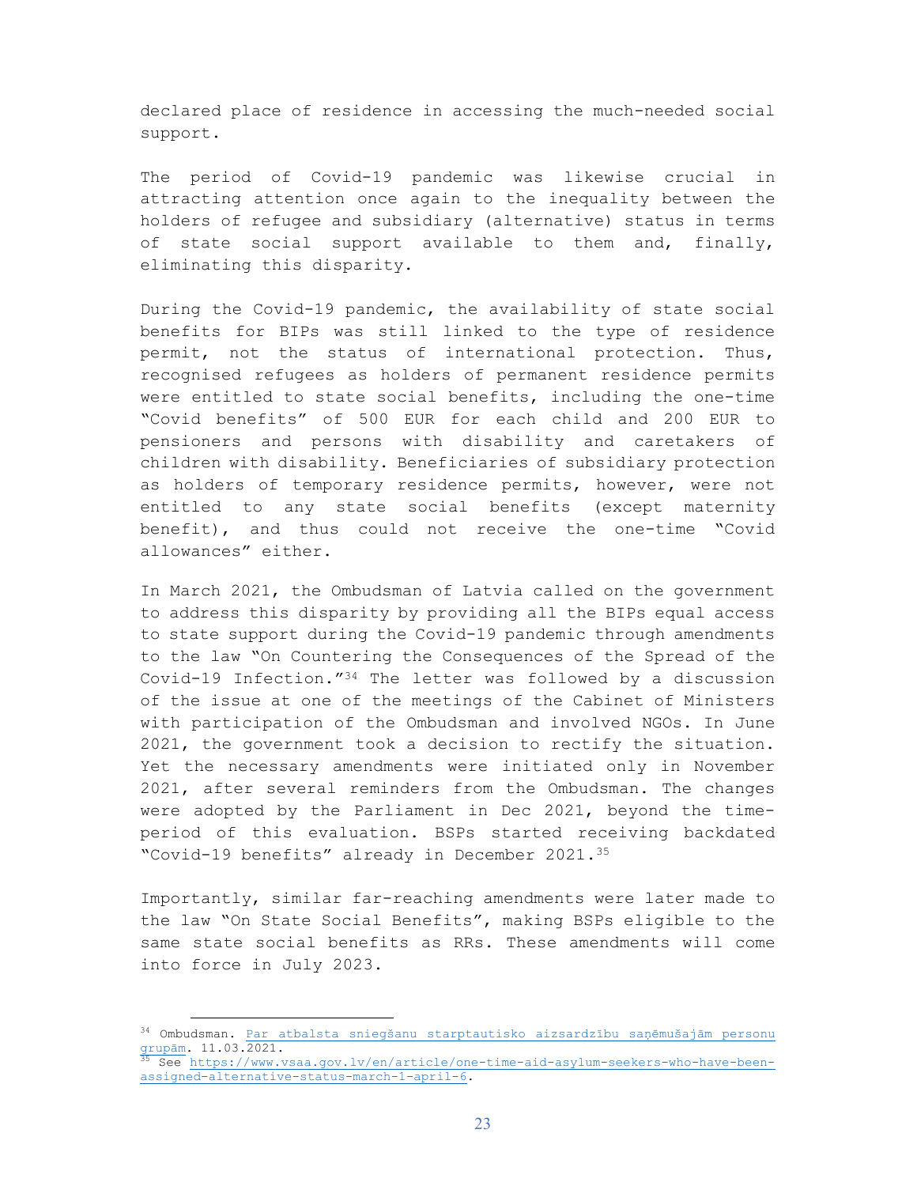declared place of residence in accessing the much-needed social support.

The period of Covid-19 pandemic was likewise crucial in attracting attention once again to the inequality between the holders of refugee and subsidiary (alternative) status in terms of state social support available to them and, finally, eliminating this disparity.

During the Covid-19 pandemic, the availability of state social benefits for BIPs was still linked to the type of residence permit, not the status of international protection. Thus, recognised refugees as holders of permanent residence permits were entitled to state social benefits, including the one-time "Covid benefits" of 500 EUR for each child and 200 EUR to pensioners and persons with disability and caretakers of children with disability. Beneficiaries of subsidiary protection as holders of temporary residence permits, however, were not entitled to any state social benefits (except maternity benefit), and thus could not receive the one-time "Covid allowances" either.

In March 2021, the Ombudsman of Latvia called on the government to address this disparity by providing all the BIPs equal access to state support during the Covid-19 pandemic through amendments to the law "On Countering the Consequences of the Spread of the Covid-19 Infection."[34] The letter was followed by a discussion of the issue at one of the meetings of the Cabinet of Ministers with participation of the Ombudsman and involved NGOs. In June 2021, the government took a decision to rectify the situation. Yet the necessary amendments were initiated only in November 2021, after several reminders from the Ombudsman. The changes were adopted by the Parliament in Dec 2021, beyond the time-period of this evaluation. BSPs started receiving backdated "Covid-19 benefits" already in December 2021.[35]

Importantly, similar far-reaching amendments were later made to the law "On State Social Benefits", making BSPs eligible to the same state social benefits as RRs. These amendments will come into force in July 2023.

---

[34] Ombudsman. Par atbalsta sniegšanu starptautisko aizsardzību saņēmušajām personu grupām. 11.03.2021.

[35] See https://www.vsaa.gov.lv/en/article/one-time-aid-asylum-seekers-who-have-been-assigned-alternative-status-march-1-april-6.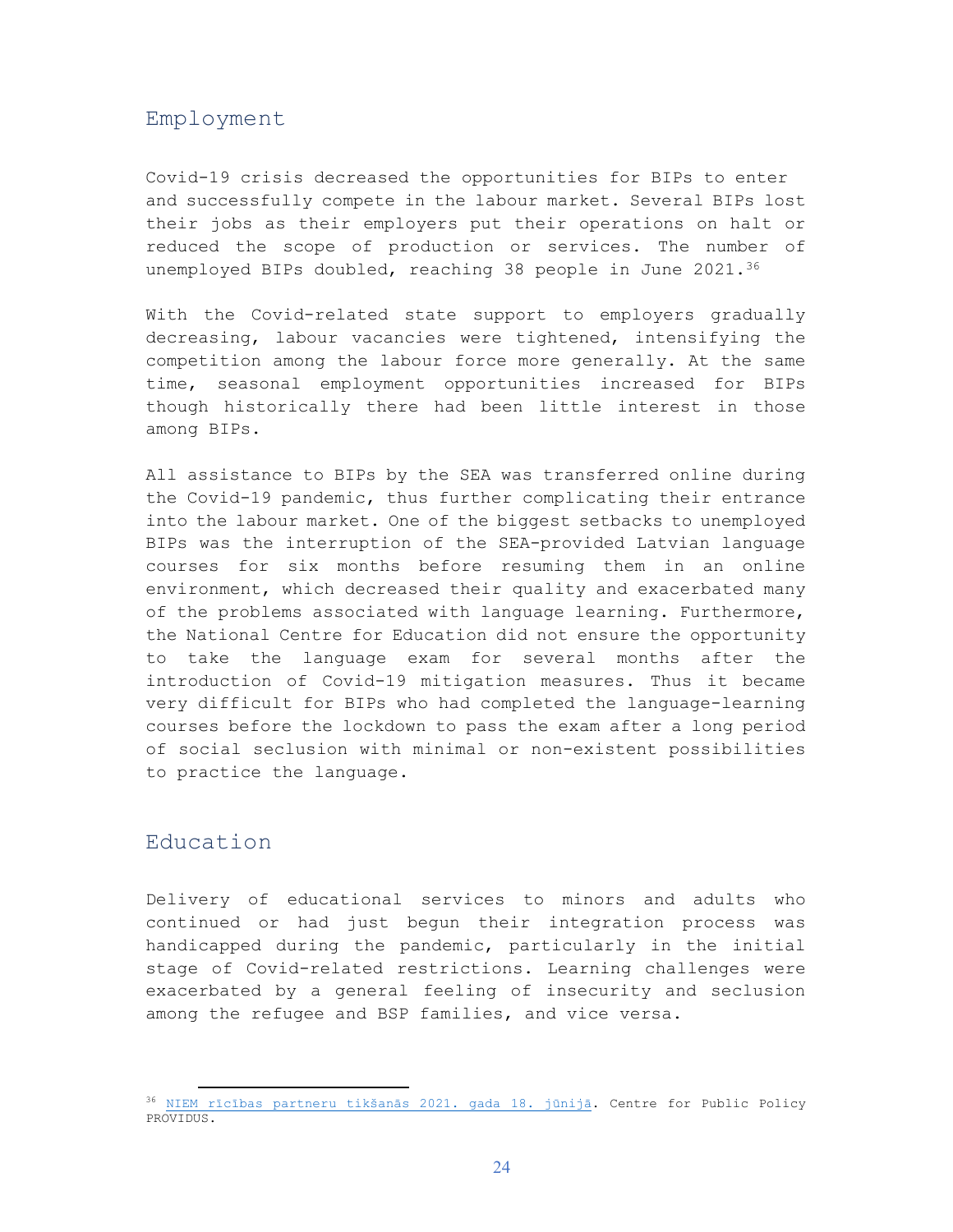## Employment

Covid-19 crisis decreased the opportunities for BIPs to enter and successfully compete in the labour market. Several BIPs lost their jobs as their employers put their operations on halt or reduced the scope of production or services. The number of unemployed BIPs doubled, reaching 38 people in June 2021.[36]

With the Covid-related state support to employers gradually decreasing, labour vacancies were tightened, intensifying the competition among the labour force more generally. At the same time, seasonal employment opportunities increased for BIPs though historically there had been little interest in those among BIPs.

All assistance to BIPs by the SEA was transferred online during the Covid-19 pandemic, thus further complicating their entrance into the labour market. One of the biggest setbacks to unemployed BIPs was the interruption of the SEA-provided Latvian language courses for six months before resuming them in an online environment, which decreased their quality and exacerbated many of the problems associated with language learning. Furthermore, the National Centre for Education did not ensure the opportunity to take the language exam for several months after the introduction of Covid-19 mitigation measures. Thus it became very difficult for BIPs who had completed the language-learning courses before the lockdown to pass the exam after a long period of social seclusion with minimal or non-existent possibilities to practice the language.

## Education

Delivery of educational services to minors and adults who continued or had just begun their integration process was handicapped during the pandemic, particularly in the initial stage of Covid-related restrictions. Learning challenges were exacerbated by a general feeling of insecurity and seclusion among the refugee and BSP families, and vice versa.

---

[36] NIEM rīcības partneru tikšanās 2021. gada 18. jūnijā. Centre for Public Policy PROVIDUS.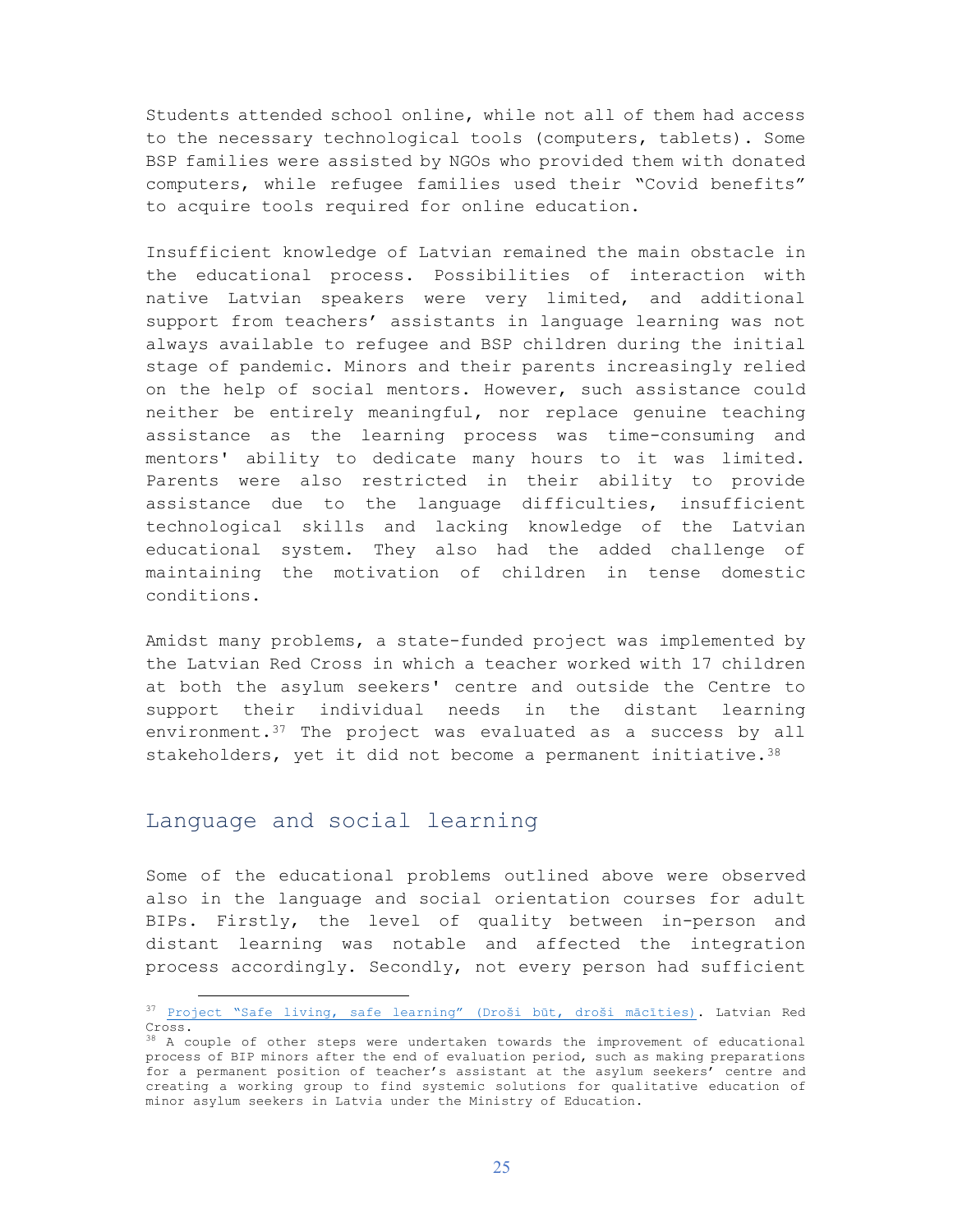Students attended school online, while not all of them had access to the necessary technological tools (computers, tablets). Some BSP families were assisted by NGOs who provided them with donated computers, while refugee families used their "Covid benefits" to acquire tools required for online education.

Insufficient knowledge of Latvian remained the main obstacle in the educational process. Possibilities of interaction with native Latvian speakers were very limited, and additional support from teachers' assistants in language learning was not always available to refugee and BSP children during the initial stage of pandemic. Minors and their parents increasingly relied on the help of social mentors. However, such assistance could neither be entirely meaningful, nor replace genuine teaching assistance as the learning process was time-consuming and mentors' ability to dedicate many hours to it was limited. Parents were also restricted in their ability to provide assistance due to the language difficulties, insufficient technological skills and lacking knowledge of the Latvian educational system. They also had the added challenge of maintaining the motivation of children in tense domestic conditions.

Amidst many problems, a state-funded project was implemented by the Latvian Red Cross in which a teacher worked with 17 children at both the asylum seekers' centre and outside the Centre to support their individual needs in the distant learning environment.[37] The project was evaluated as a success by all stakeholders, yet it did not become a permanent initiative.[38]

## Language and social learning

Some of the educational problems outlined above were observed also in the language and social orientation courses for adult BIPs. Firstly, the level of quality between in-person and distant learning was notable and affected the integration process accordingly. Secondly, not every person had sufficient

---

[37] Project "Safe living, safe learning" (Droši būt, droši mācīties). Latvian Red Cross.

[38] A couple of other steps were undertaken towards the improvement of educational process of BIP minors after the end of evaluation period, such as making preparations for a permanent position of teacher's assistant at the asylum seekers' centre and creating a working group to find systemic solutions for qualitative education of minor asylum seekers in Latvia under the Ministry of Education.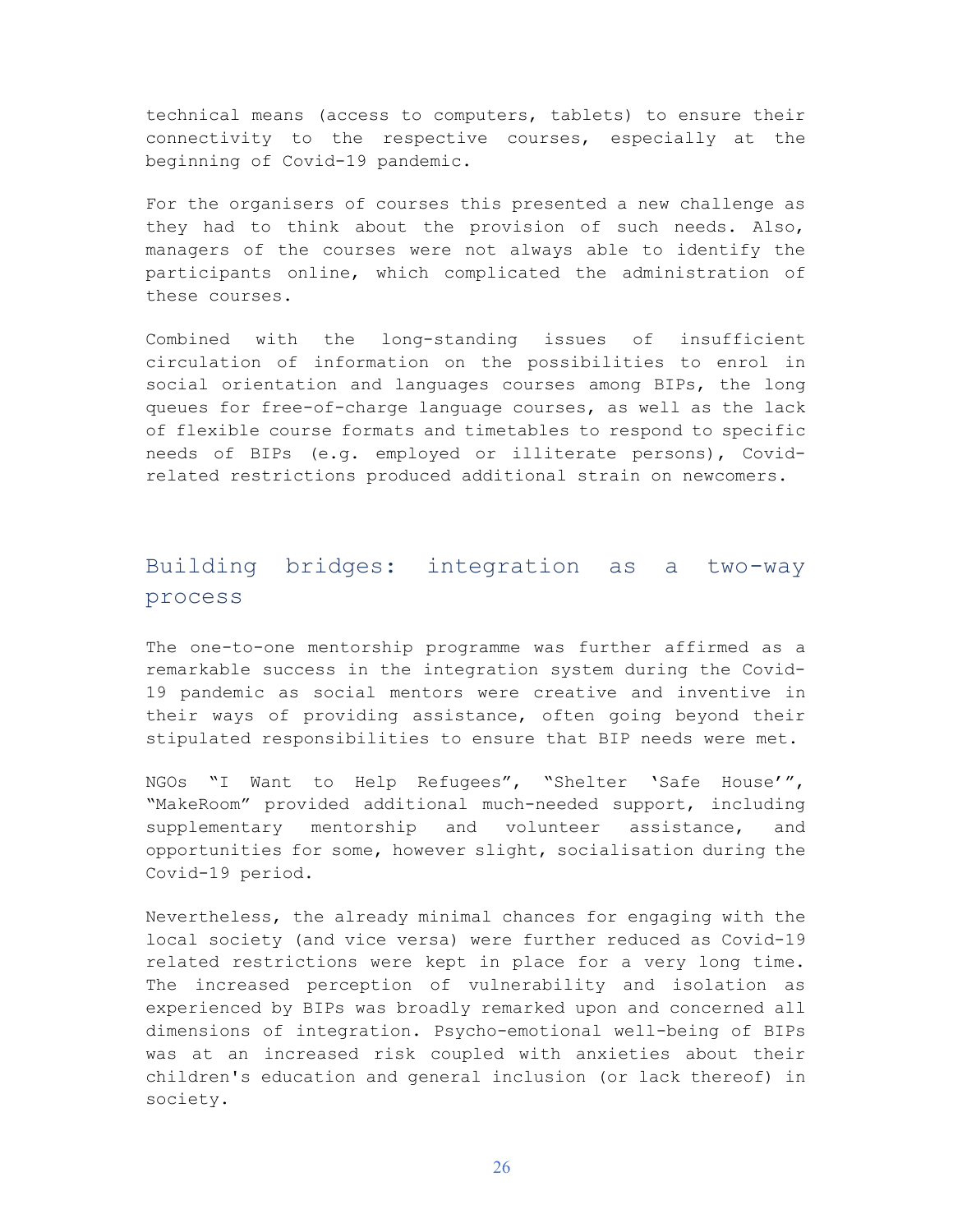technical means (access to computers, tablets) to ensure their connectivity to the respective courses, especially at the beginning of Covid-19 pandemic.

For the organisers of courses this presented a new challenge as they had to think about the provision of such needs. Also, managers of the courses were not always able to identify the participants online, which complicated the administration of these courses.

Combined with the long-standing issues of insufficient circulation of information on the possibilities to enrol in social orientation and languages courses among BIPs, the long queues for free-of-charge language courses, as well as the lack of flexible course formats and timetables to respond to specific needs of BIPs (e.g. employed or illiterate persons), Covid-related restrictions produced additional strain on newcomers.

## Building bridges: integration as a two-way process

The one-to-one mentorship programme was further affirmed as a remarkable success in the integration system during the Covid-19 pandemic as social mentors were creative and inventive in their ways of providing assistance, often going beyond their stipulated responsibilities to ensure that BIP needs were met.

NGOs "I Want to Help Refugees", "Shelter 'Safe House'", "MakeRoom" provided additional much-needed support, including supplementary mentorship and volunteer assistance, and opportunities for some, however slight, socialisation during the Covid-19 period.

Nevertheless, the already minimal chances for engaging with the local society (and vice versa) were further reduced as Covid-19 related restrictions were kept in place for a very long time. The increased perception of vulnerability and isolation as experienced by BIPs was broadly remarked upon and concerned all dimensions of integration. Psycho-emotional well-being of BIPs was at an increased risk coupled with anxieties about their children's education and general inclusion (or lack thereof) in society.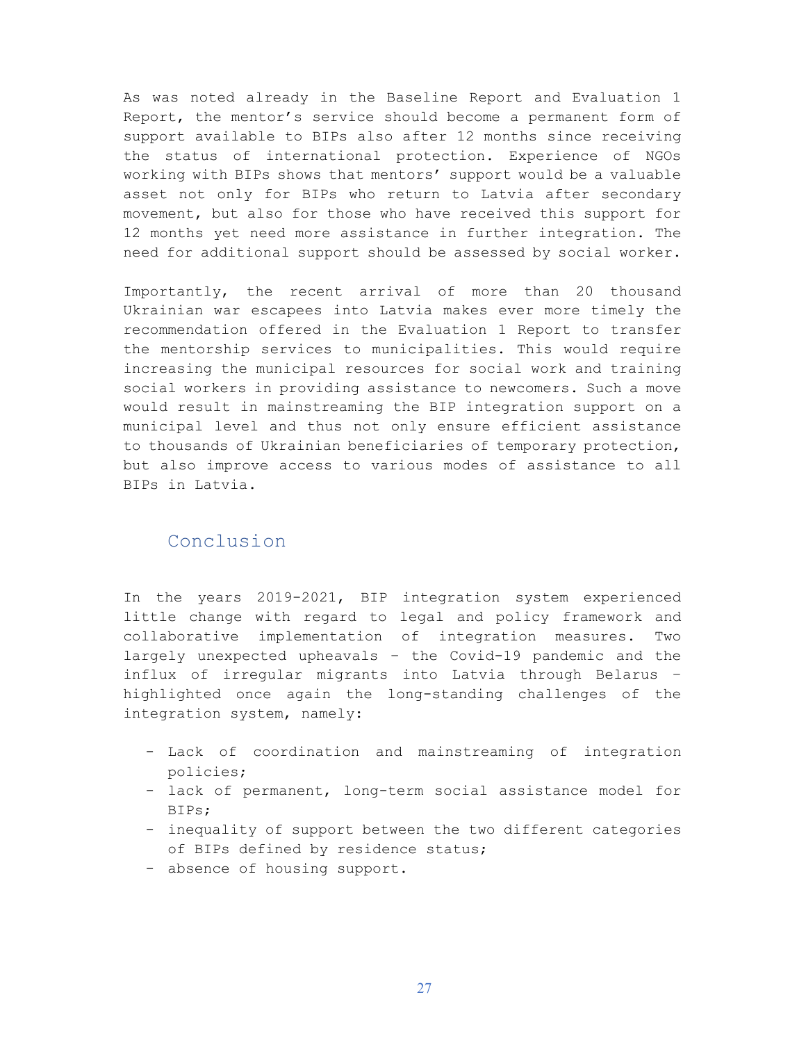As was noted already in the Baseline Report and Evaluation 1 Report, the mentor's service should become a permanent form of support available to BIPs also after 12 months since receiving the status of international protection. Experience of NGOs working with BIPs shows that mentors' support would be a valuable asset not only for BIPs who return to Latvia after secondary movement, but also for those who have received this support for 12 months yet need more assistance in further integration. The need for additional support should be assessed by social worker.

Importantly, the recent arrival of more than 20 thousand Ukrainian war escapees into Latvia makes ever more timely the recommendation offered in the Evaluation 1 Report to transfer the mentorship services to municipalities. This would require increasing the municipal resources for social work and training social workers in providing assistance to newcomers. Such a move would result in mainstreaming the BIP integration support on a municipal level and thus not only ensure efficient assistance to thousands of Ukrainian beneficiaries of temporary protection, but also improve access to various modes of assistance to all BIPs in Latvia.

## Conclusion

In the years 2019-2021, BIP integration system experienced little change with regard to legal and policy framework and collaborative implementation of integration measures. Two largely unexpected upheavals – the Covid-19 pandemic and the influx of irregular migrants into Latvia through Belarus – highlighted once again the long-standing challenges of the integration system, namely:

- Lack of coordination and mainstreaming of integration policies;
- lack of permanent, long-term social assistance model for BIPs;
- inequality of support between the two different categories of BIPs defined by residence status;
- absence of housing support.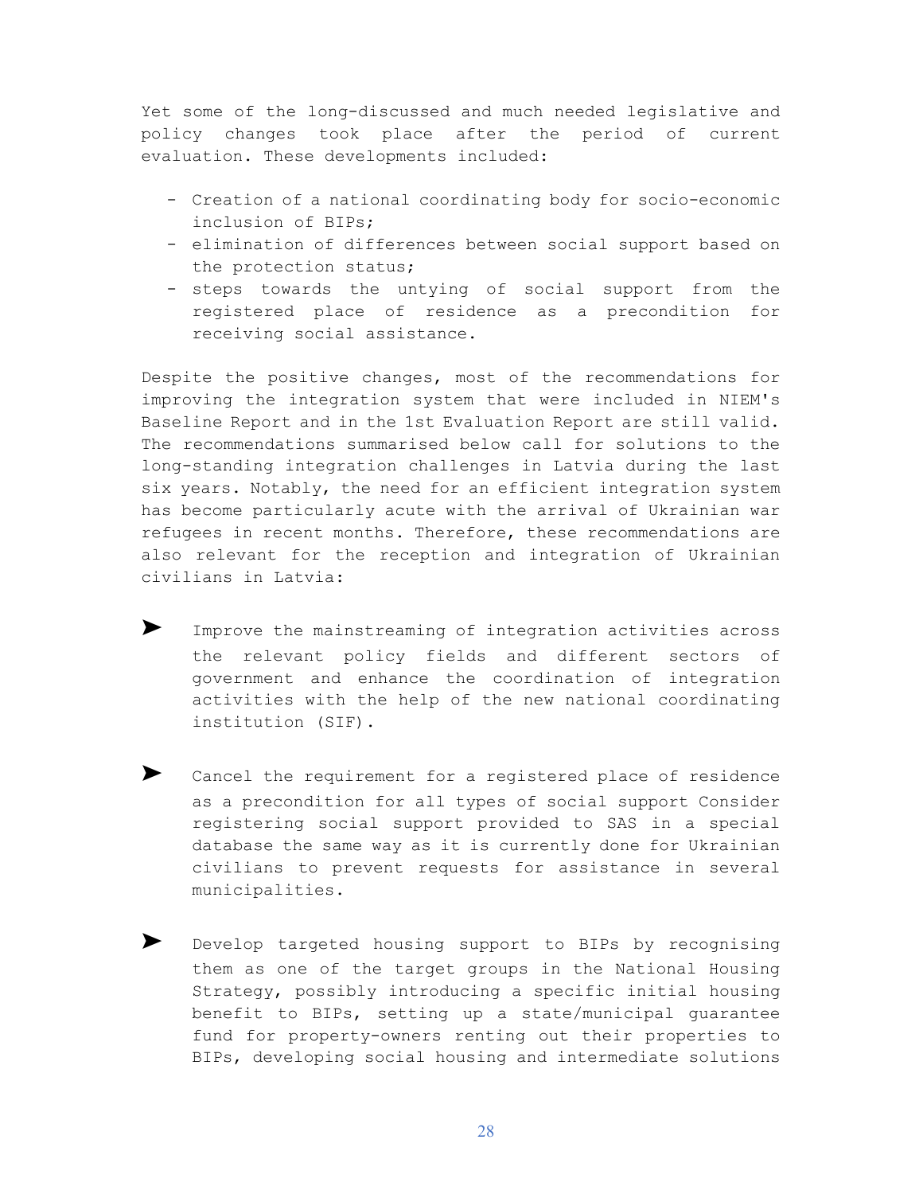Yet some of the long-discussed and much needed legislative and policy changes took place after the period of current evaluation. These developments included:

- Creation of a national coordinating body for socio-economic inclusion of BIPs;
- elimination of differences between social support based on the protection status;
- steps towards the untying of social support from the registered place of residence as a precondition for receiving social assistance.

Despite the positive changes, most of the recommendations for improving the integration system that were included in NIEM's Baseline Report and in the 1st Evaluation Report are still valid. The recommendations summarised below call for solutions to the long-standing integration challenges in Latvia during the last six years. Notably, the need for an efficient integration system has become particularly acute with the arrival of Ukrainian war refugees in recent months. Therefore, these recommendations are also relevant for the reception and integration of Ukrainian civilians in Latvia:

- ➤ Improve the mainstreaming of integration activities across the relevant policy fields and different sectors of government and enhance the coordination of integration activities with the help of the new national coordinating institution (SIF).

- ➤ Cancel the requirement for a registered place of residence as a precondition for all types of social support Consider registering social support provided to SAS in a special database the same way as it is currently done for Ukrainian civilians to prevent requests for assistance in several municipalities.

- ➤ Develop targeted housing support to BIPs by recognising them as one of the target groups in the National Housing Strategy, possibly introducing a specific initial housing benefit to BIPs, setting up a state/municipal guarantee fund for property-owners renting out their properties to BIPs, developing social housing and intermediate solutions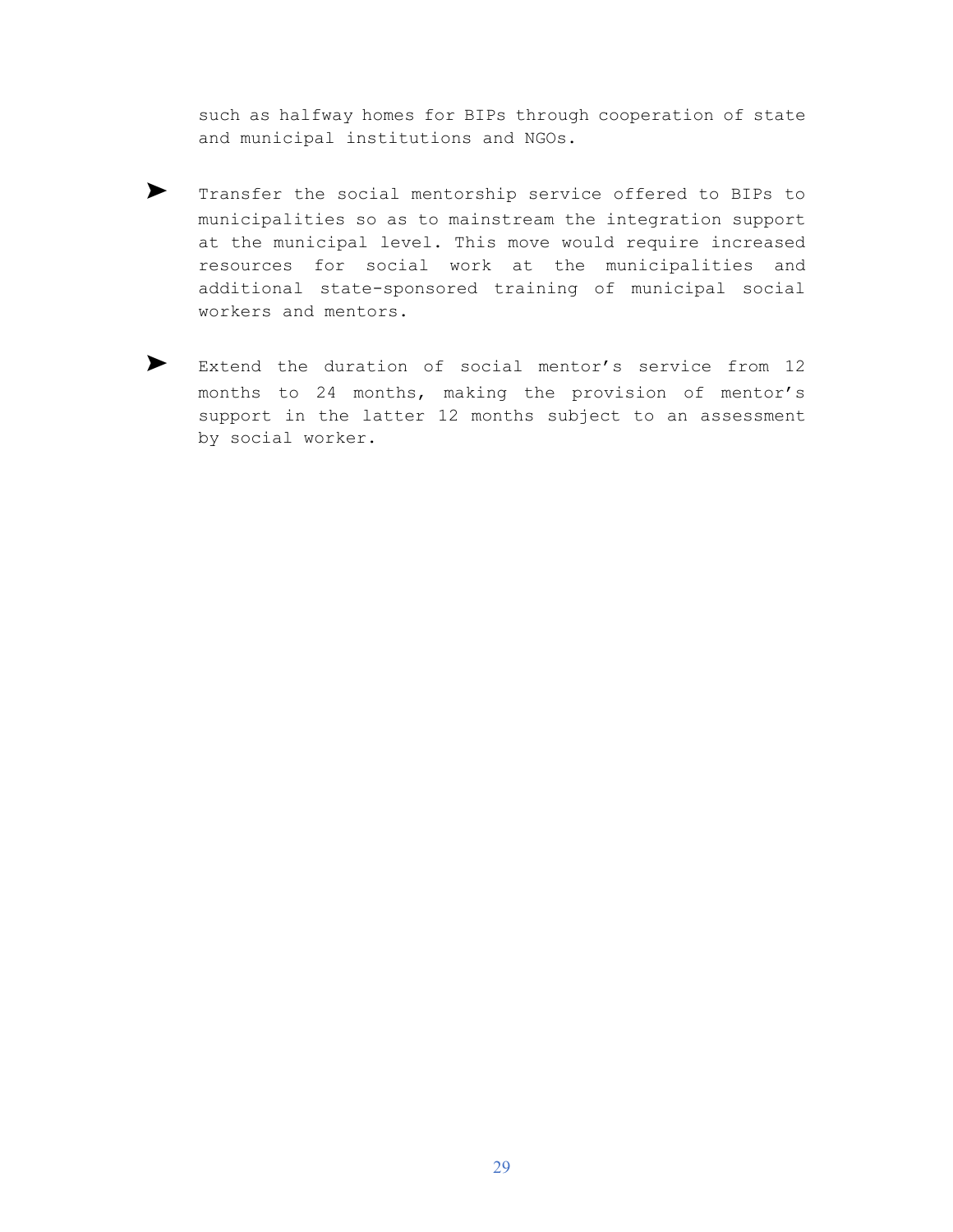such as halfway homes for BIPs through cooperation of state and municipal institutions and NGOs.

- Transfer the social mentorship service offered to BIPs to municipalities so as to mainstream the integration support at the municipal level. This move would require increased resources for social work at the municipalities and additional state-sponsored training of municipal social workers and mentors.

- Extend the duration of social mentor's service from 12 months to 24 months, making the provision of mentor's support in the latter 12 months subject to an assessment by social worker.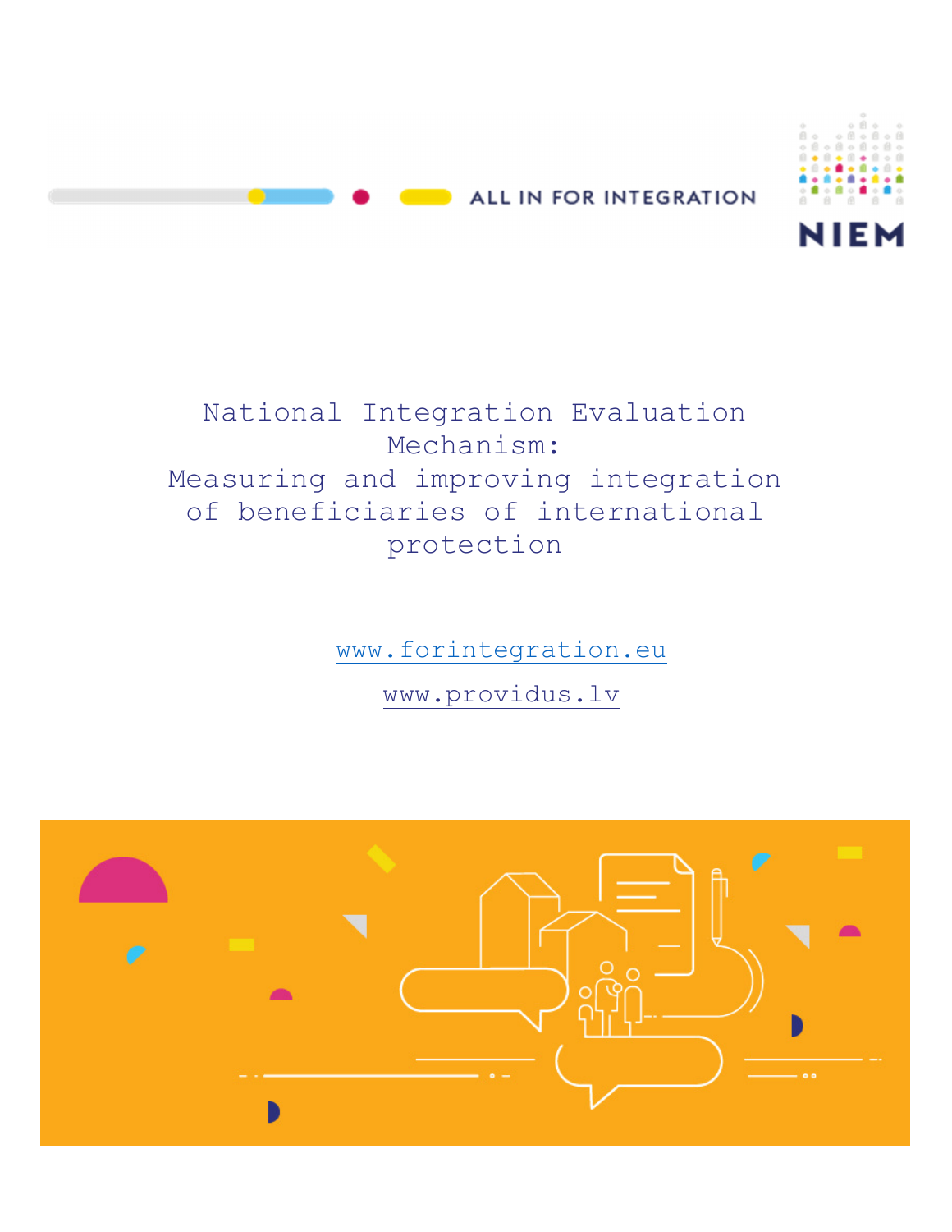ALL IN FOR INTEGRATION

NIEM

National Integration Evaluation Mechanism:
Measuring and improving integration of beneficiaries of international protection

www.forintegration.eu

www.providus.lv